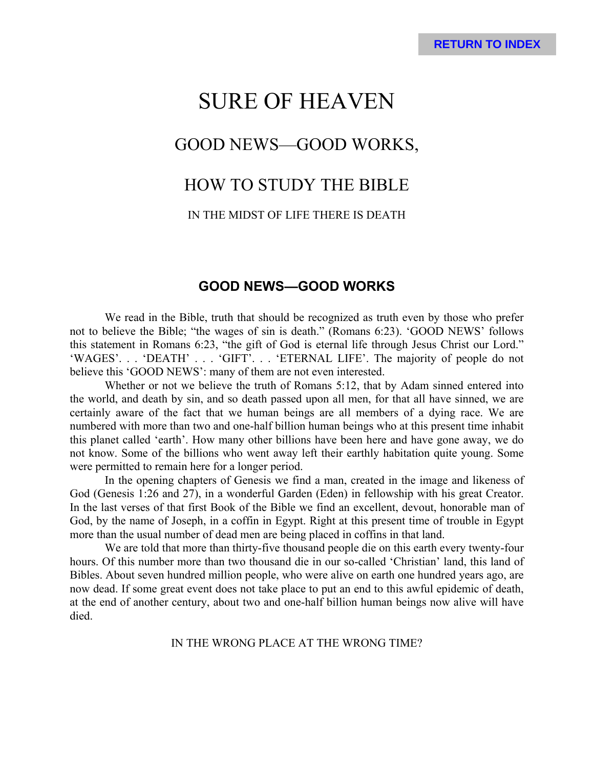# SURE OF HEAVEN

## GOOD NEWS—GOOD WORKS,

## HOW TO STUDY THE BIBLE

IN THE MIDST OF LIFE THERE IS DEATH

## GOOD NEWS—GOOD WORKS

We read in the Bible, truth that should be recognized as truth even by those who prefer not to believe the Bible; "the wages of sin is death." (Romans 6:23). 'GOOD NEWS' follows this statement in Romans 6:23, "the gift of God is eternal life through Jesus Christ our Lord." 'WAGES'. . . 'DEATH' . . . 'GIFT'. . . 'ETERNAL LIFE'. The majority of people do not believe this 'GOOD NEWS': many of them are not even interested.

Whether or not we believe the truth of Romans 5:12, that by Adam sinned entered into the world, and death by sin, and so death passed upon all men, for that all have sinned, we are certainly aware of the fact that we human beings are all members of a dying race. We are numbered with more than two and one-half billion human beings who at this present time inhabit this planet called 'earth'. How many other billions have been here and have gone away, we do not know. Some of the billions who went away left their earthly habitation quite young. Some were permitted to remain here for a longer period.

In the opening chapters of Genesis we find a man, created in the image and likeness of God (Genesis 1:26 and 27), in a wonderful Garden (Eden) in fellowship with his great Creator. In the last verses of that first Book of the Bible we find an excellent, devout, honorable man of God, by the name of Joseph, in a coffin in Egypt. Right at this present time of trouble in Egypt more than the usual number of dead men are being placed in coffins in that land.

We are told that more than thirty-five thousand people die on this earth every twenty-four hours. Of this number more than two thousand die in our so-called 'Christian' land, this land of Bibles. About seven hundred million people, who were alive on earth one hundred years ago, are now dead. If some great event does not take place to put an end to this awful epidemic of death, at the end of another century, about two and one-half billion human beings now alive will have died.

IN THE WRONG PLACE AT THE WRONG TIME?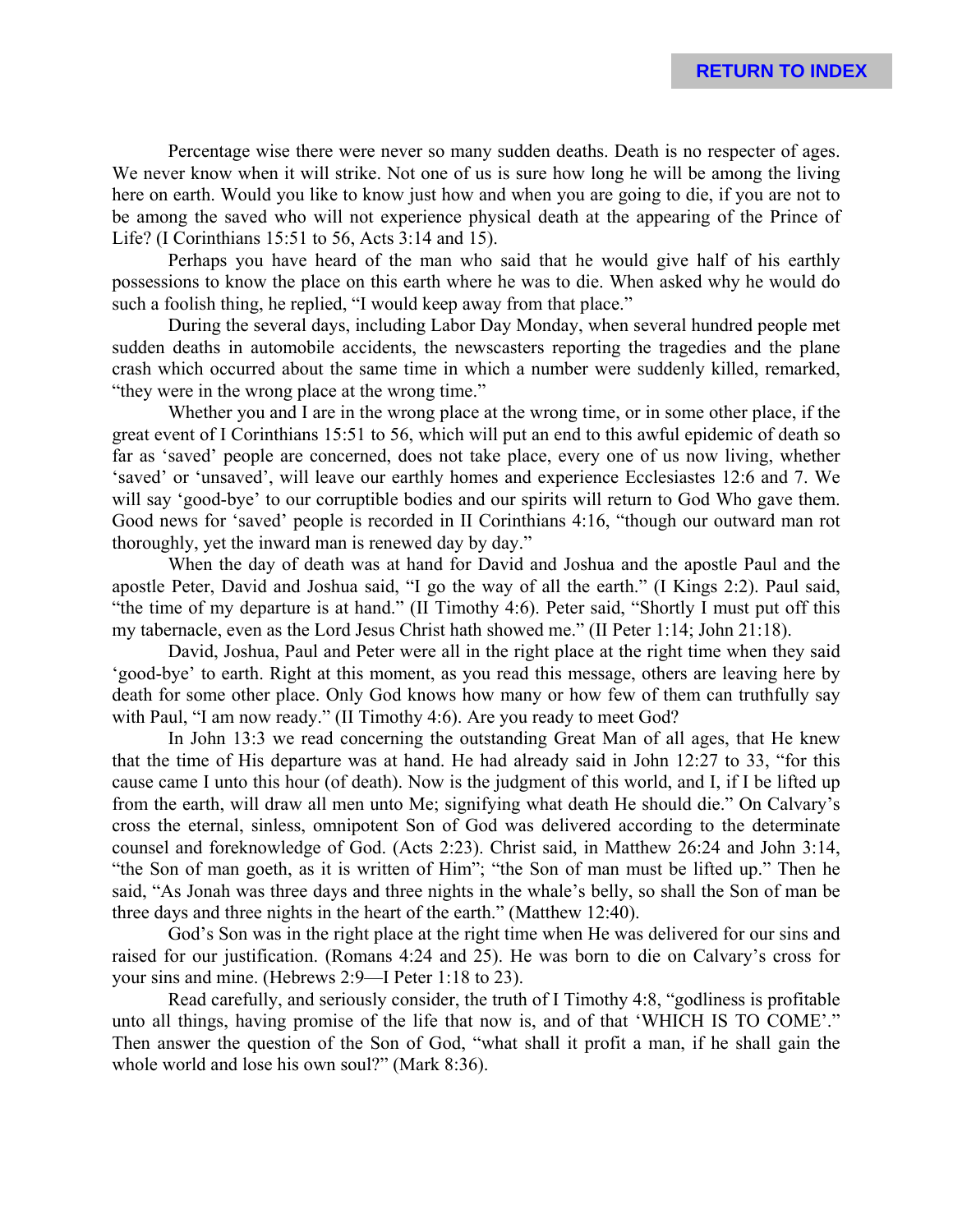Percentage wise there were never so many sudden deaths. Death is no respecter of ages. We never know when it will strike. Not one of us is sure how long he will be among the living here on earth. Would you like to know just how and when you are going to die, if you are not to be among the saved who will not experience physical death at the appearing of the Prince of Life? (I Corinthians 15:51 to 56, Acts 3:14 and 15).

Perhaps you have heard of the man who said that he would give half of his earthly possessions to know the place on this earth where he was to die. When asked why he would do such a foolish thing, he replied, "I would keep away from that place."

During the several days, including Labor Day Monday, when several hundred people met sudden deaths in automobile accidents, the newscasters reporting the tragedies and the plane crash which occurred about the same time in which a number were suddenly killed, remarked, "they were in the wrong place at the wrong time."

Whether you and I are in the wrong place at the wrong time, or in some other place, if the great event of I Corinthians 15:51 to 56, which will put an end to this awful epidemic of death so far as 'saved' people are concerned, does not take place, every one of us now living, whether 'saved' or 'unsaved', will leave our earthly homes and experience Ecclesiastes 12:6 and 7. We will say 'good-bye' to our corruptible bodies and our spirits will return to God Who gave them. Good news for 'saved' people is recorded in II Corinthians 4:16, "though our outward man rot thoroughly, yet the inward man is renewed day by day."

When the day of death was at hand for David and Joshua and the apostle Paul and the apostle Peter, David and Joshua said, "I go the way of all the earth." (I Kings 2:2). Paul said, "the time of my departure is at hand." (II Timothy 4:6). Peter said, "Shortly I must put off this my tabernacle, even as the Lord Jesus Christ hath showed me." (II Peter 1:14; John 21:18).

David, Joshua, Paul and Peter were all in the right place at the right time when they said 'good-bye' to earth. Right at this moment, as you read this message, others are leaving here by death for some other place. Only God knows how many or how few of them can truthfully say with Paul, "I am now ready." (II Timothy 4:6). Are you ready to meet God?

In John 13:3 we read concerning the outstanding Great Man of all ages, that He knew that the time of His departure was at hand. He had already said in John 12:27 to 33, "for this cause came I unto this hour (of death). Now is the judgment of this world, and I, if I be lifted up from the earth, will draw all men unto Me; signifying what death He should die." On Calvary's cross the eternal, sinless, omnipotent Son of God was delivered according to the determinate counsel and foreknowledge of God. (Acts 2:23). Christ said, in Matthew 26:24 and John 3:14, "the Son of man goeth, as it is written of Him"; "the Son of man must be lifted up." Then he said, "As Jonah was three days and three nights in the whale's belly, so shall the Son of man be three days and three nights in the heart of the earth." (Matthew 12:40).

God's Son was in the right place at the right time when He was delivered for our sins and raised for our justification. (Romans 4:24 and 25). He was born to die on Calvary's cross for your sins and mine. (Hebrews 2:9—I Peter 1:18 to 23).

Read carefully, and seriously consider, the truth of I Timothy 4:8, "godliness is profitable unto all things, having promise of the life that now is, and of that 'WHICH IS TO COME'." Then answer the question of the Son of God, "what shall it profit a man, if he shall gain the whole world and lose his own soul?" (Mark 8:36).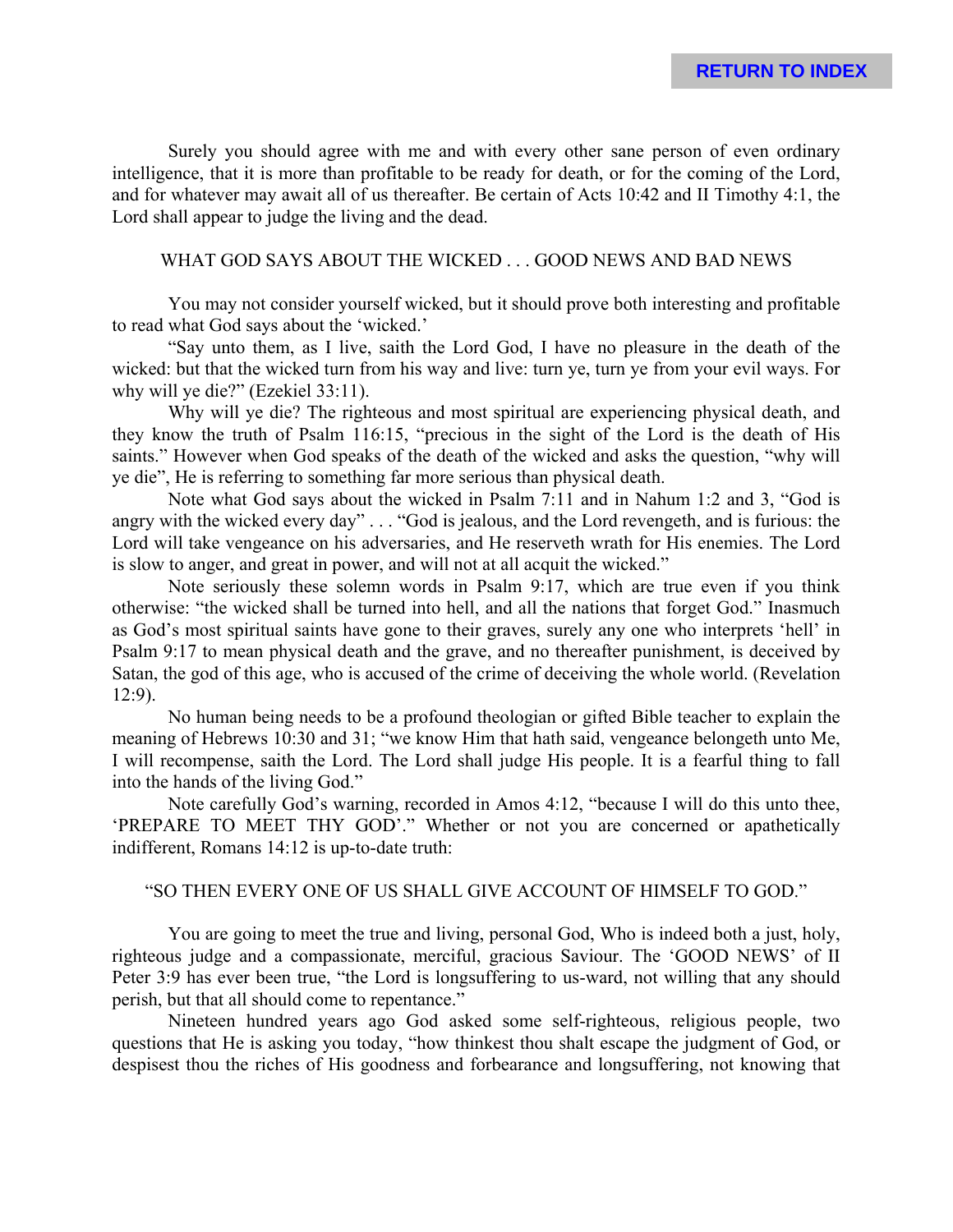Surely you should agree with me and with every other sane person of even ordinary intelligence, that it is more than profitable to be ready for death, or for the coming of the Lord, and for whatever may await all of us thereafter. Be certain of Acts 10:42 and II Timothy 4:1, the Lord shall appear to judge the living and the dead.

## WHAT GOD SAYS ABOUT THE WICKED . . . GOOD NEWS AND BAD NEWS

You may not consider yourself wicked, but it should prove both interesting and profitable to read what God says about the 'wicked.'

"Say unto them, as I live, saith the Lord God, I have no pleasure in the death of the wicked: but that the wicked turn from his way and live: turn ye, turn ye from your evil ways. For why will ye die?" (Ezekiel 33:11).

Why will ye die? The righteous and most spiritual are experiencing physical death, and they know the truth of Psalm 116:15, "precious in the sight of the Lord is the death of His saints." However when God speaks of the death of the wicked and asks the question, "why will ye die", He is referring to something far more serious than physical death.

Note what God says about the wicked in Psalm 7:11 and in Nahum 1:2 and 3, "God is angry with the wicked every day" . . . "God is jealous, and the Lord revengeth, and is furious: the Lord will take vengeance on his adversaries, and He reserveth wrath for His enemies. The Lord is slow to anger, and great in power, and will not at all acquit the wicked."

Note seriously these solemn words in Psalm 9:17, which are true even if you think otherwise: "the wicked shall be turned into hell, and all the nations that forget God." Inasmuch as God's most spiritual saints have gone to their graves, surely any one who interprets 'hell' in Psalm 9:17 to mean physical death and the grave, and no thereafter punishment, is deceived by Satan, the god of this age, who is accused of the crime of deceiving the whole world. (Revelation 12:9).

No human being needs to be a profound theologian or gifted Bible teacher to explain the meaning of Hebrews 10:30 and 31; "we know Him that hath said, vengeance belongeth unto Me, I will recompense, saith the Lord. The Lord shall judge His people. It is a fearful thing to fall into the hands of the living God."

Note carefully God's warning, recorded in Amos 4:12, "because I will do this unto thee, 'PREPARE TO MEET THY GOD'." Whether or not you are concerned or apathetically indifferent, Romans 14:12 is up-to-date truth:

"SO THEN EVERY ONE OF US SHALL GIVE ACCOUNT OF HIMSELF TO GOD."

You are going to meet the true and living, personal God, Who is indeed both a just, holy, righteous judge and a compassionate, merciful, gracious Saviour. The 'GOOD NEWS' of II Peter 3:9 has ever been true, "the Lord is longsuffering to us-ward, not willing that any should perish, but that all should come to repentance."

Nineteen hundred years ago God asked some self-righteous, religious people, two questions that He is asking you today, "how thinkest thou shalt escape the judgment of God, or despisest thou the riches of His goodness and forbearance and longsuffering, not knowing that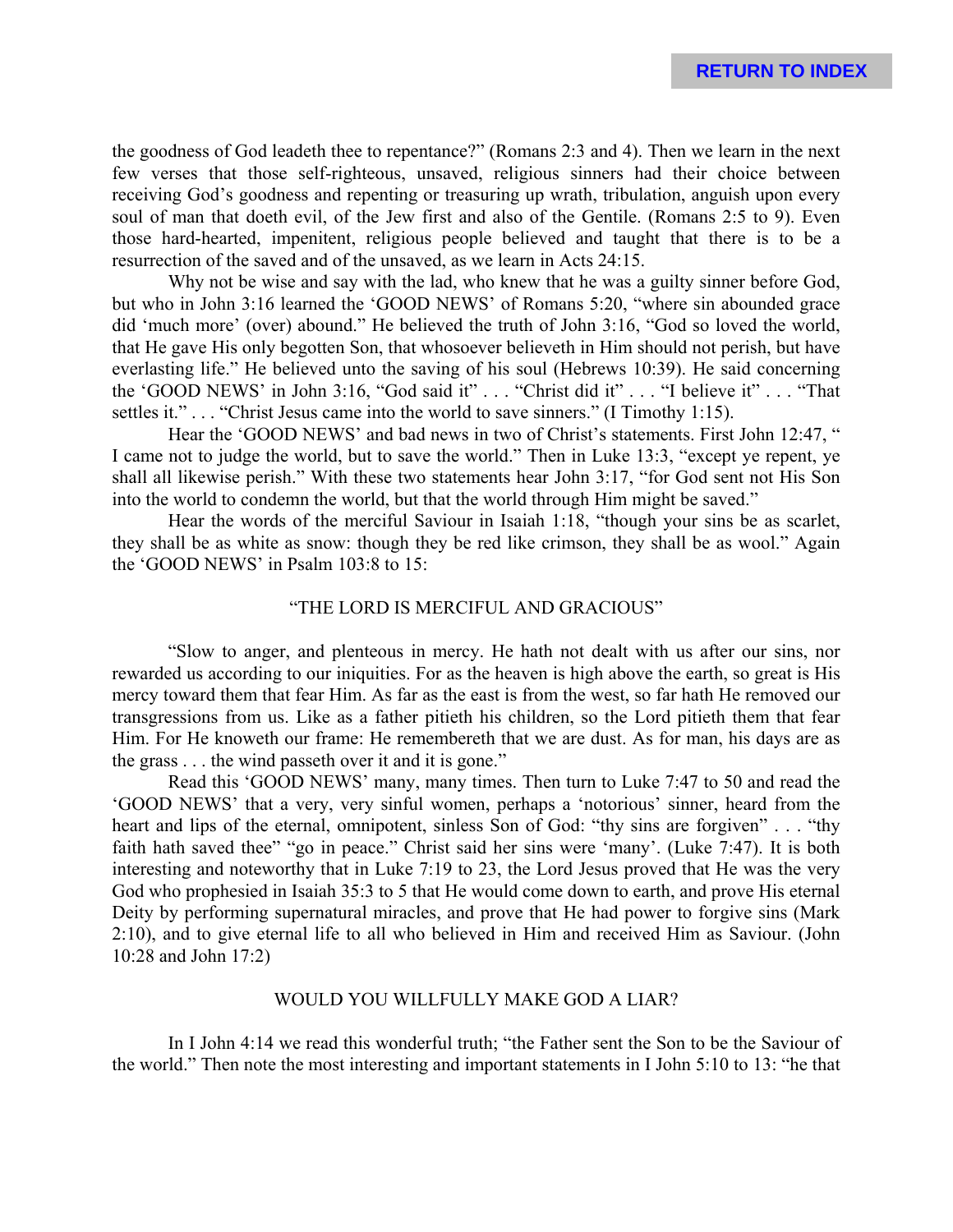the goodness of God leadeth thee to repentance?" (Romans 2:3 and 4). Then we learn in the next few verses that those self-righteous, unsaved, religious sinners had their choice between receiving God's goodness and repenting or treasuring up wrath, tribulation, anguish upon every soul of man that doeth evil, of the Jew first and also of the Gentile. (Romans 2:5 to 9). Even those hard-hearted, impenitent, religious people believed and taught that there is to be a resurrection of the saved and of the unsaved, as we learn in Acts 24:15.

Why not be wise and say with the lad, who knew that he was a guilty sinner before God, but who in John 3:16 learned the 'GOOD NEWS' of Romans 5:20, "where sin abounded grace did 'much more' (over) abound." He believed the truth of John 3:16, "God so loved the world, that He gave His only begotten Son, that whosoever believeth in Him should not perish, but have everlasting life." He believed unto the saving of his soul (Hebrews 10:39). He said concerning the 'GOOD NEWS' in John 3:16, "God said it" . . . "Christ did it" . . . "I believe it" . . . "That settles it." . . . "Christ Jesus came into the world to save sinners." (I Timothy 1:15).

Hear the 'GOOD NEWS' and bad news in two of Christ's statements. First John 12:47, " I came not to judge the world, but to save the world." Then in Luke 13:3, "except ye repent, ye shall all likewise perish." With these two statements hear John 3:17, "for God sent not His Son into the world to condemn the world, but that the world through Him might be saved."

Hear the words of the merciful Saviour in Isaiah 1:18, "though your sins be as scarlet, they shall be as white as snow: though they be red like crimson, they shall be as wool." Again the 'GOOD NEWS' in Psalm 103:8 to 15:

## "THE LORD IS MERCIFUL AND GRACIOUS"

"Slow to anger, and plenteous in mercy. He hath not dealt with us after our sins, nor rewarded us according to our iniquities. For as the heaven is high above the earth, so great is His mercy toward them that fear Him. As far as the east is from the west, so far hath He removed our transgressions from us. Like as a father pitieth his children, so the Lord pitieth them that fear Him. For He knoweth our frame: He remembereth that we are dust. As for man, his days are as the grass . . . the wind passeth over it and it is gone."

Read this 'GOOD NEWS' many, many times. Then turn to Luke 7:47 to 50 and read the 'GOOD NEWS' that a very, very sinful women, perhaps a 'notorious' sinner, heard from the heart and lips of the eternal, omnipotent, sinless Son of God: "thy sins are forgiven" . . . "thy faith hath saved thee" "go in peace." Christ said her sins were 'many'. (Luke 7:47). It is both interesting and noteworthy that in Luke 7:19 to 23, the Lord Jesus proved that He was the very God who prophesied in Isaiah 35:3 to 5 that He would come down to earth, and prove His eternal Deity by performing supernatural miracles, and prove that He had power to forgive sins (Mark 2:10), and to give eternal life to all who believed in Him and received Him as Saviour. (John 10:28 and John 17:2)

## WOULD YOU WILLFULLY MAKE GOD A LIAR?

In I John 4:14 we read this wonderful truth; "the Father sent the Son to be the Saviour of the world." Then note the most interesting and important statements in I John 5:10 to 13: "he that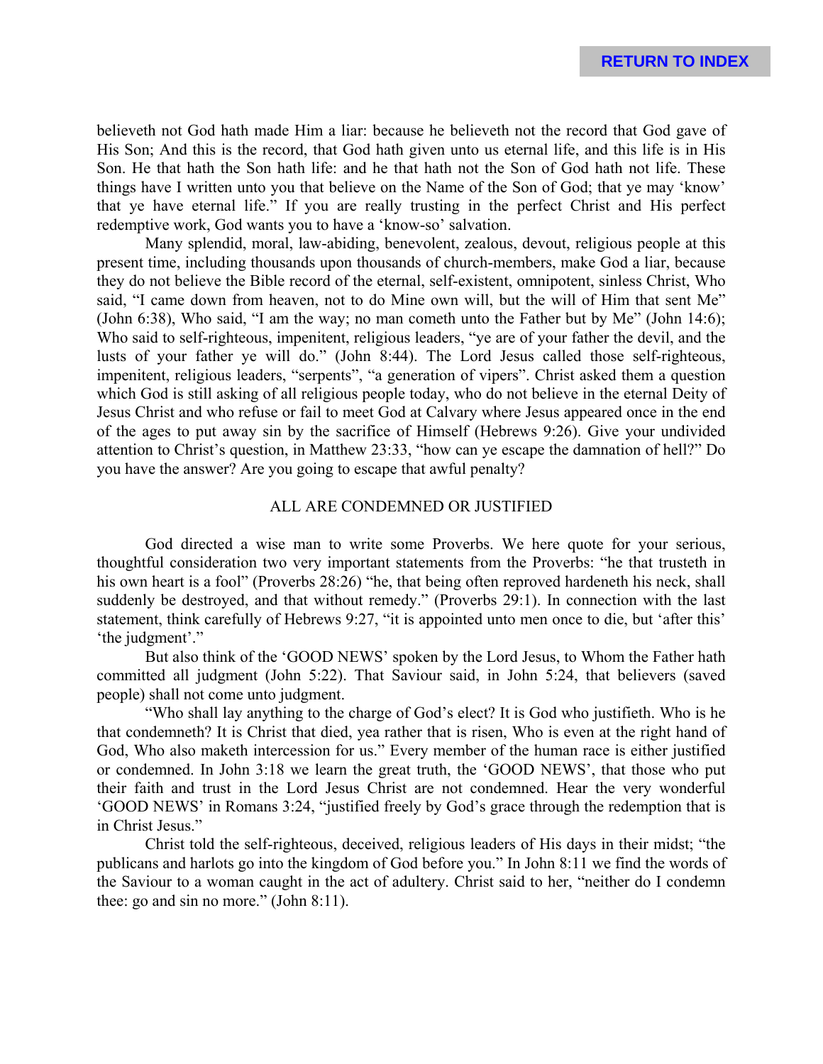believeth not God hath made Him a liar: because he believeth not the record that God gave of His Son; And this is the record, that God hath given unto us eternal life, and this life is in His Son. He that hath the Son hath life: and he that hath not the Son of God hath not life. These things have I written unto you that believe on the Name of the Son of God; that ye may 'know' that ye have eternal life." If you are really trusting in the perfect Christ and His perfect redemptive work, God wants you to have a 'know-so' salvation.

Many splendid, moral, law-abiding, benevolent, zealous, devout, religious people at this present time, including thousands upon thousands of church-members, make God a liar, because they do not believe the Bible record of the eternal, self-existent, omnipotent, sinless Christ, Who said, "I came down from heaven, not to do Mine own will, but the will of Him that sent Me" (John 6:38), Who said, "I am the way; no man cometh unto the Father but by Me" (John 14:6); Who said to self-righteous, impenitent, religious leaders, "ye are of your father the devil, and the lusts of your father ye will do." (John 8:44). The Lord Jesus called those self-righteous, impenitent, religious leaders, "serpents", "a generation of vipers". Christ asked them a question which God is still asking of all religious people today, who do not believe in the eternal Deity of Jesus Christ and who refuse or fail to meet God at Calvary where Jesus appeared once in the end of the ages to put away sin by the sacrifice of Himself (Hebrews 9:26). Give your undivided attention to Christ's question, in Matthew 23:33, "how can ye escape the damnation of hell?" Do you have the answer? Are you going to escape that awful penalty?

## ALL ARE CONDEMNED OR JUSTIFIED

God directed a wise man to write some Proverbs. We here quote for your serious, thoughtful consideration two very important statements from the Proverbs: "he that trusteth in his own heart is a fool" (Proverbs 28:26) "he, that being often reproved hardeneth his neck, shall suddenly be destroyed, and that without remedy." (Proverbs 29:1). In connection with the last statement, think carefully of Hebrews 9:27, "it is appointed unto men once to die, but 'after this' 'the judgment'."

But also think of the 'GOOD NEWS' spoken by the Lord Jesus, to Whom the Father hath committed all judgment (John 5:22). That Saviour said, in John 5:24, that believers (saved people) shall not come unto judgment.

"Who shall lay anything to the charge of God's elect? It is God who justifieth. Who is he that condemneth? It is Christ that died, yea rather that is risen, Who is even at the right hand of God, Who also maketh intercession for us." Every member of the human race is either justified or condemned. In John 3:18 we learn the great truth, the 'GOOD NEWS', that those who put their faith and trust in the Lord Jesus Christ are not condemned. Hear the very wonderful 'GOOD NEWS' in Romans 3:24, "justified freely by God's grace through the redemption that is in Christ Jesus."

Christ told the self-righteous, deceived, religious leaders of His days in their midst; "the publicans and harlots go into the kingdom of God before you." In John 8:11 we find the words of the Saviour to a woman caught in the act of adultery. Christ said to her, "neither do I condemn thee: go and sin no more." (John 8:11).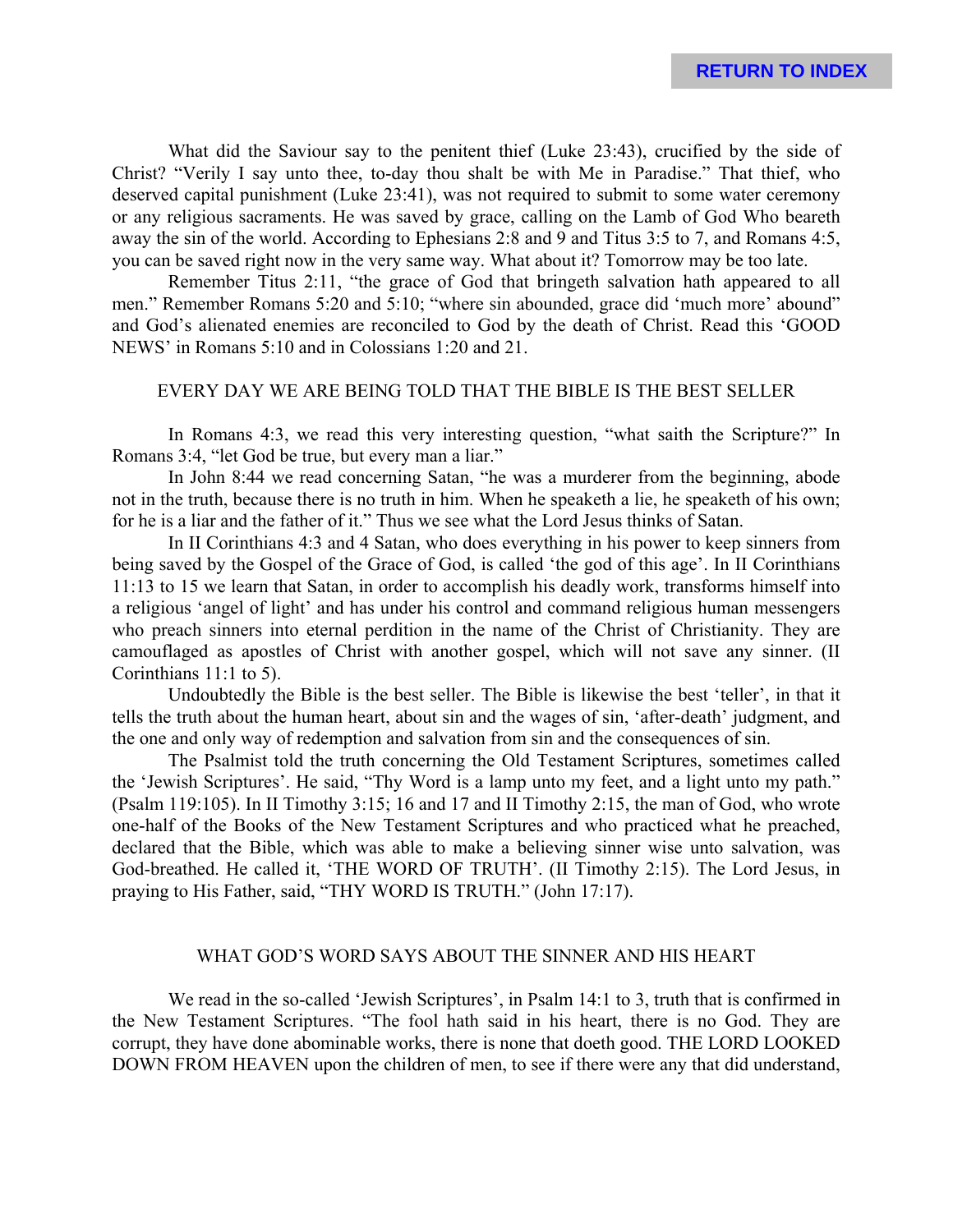What did the Saviour say to the penitent thief (Luke 23:43), crucified by the side of Christ? "Verily I say unto thee, to-day thou shalt be with Me in Paradise." That thief, who deserved capital punishment (Luke 23:41), was not required to submit to some water ceremony or any religious sacraments. He was saved by grace, calling on the Lamb of God Who beareth away the sin of the world. According to Ephesians 2:8 and 9 and Titus 3:5 to 7, and Romans 4:5, you can be saved right now in the very same way. What about it? Tomorrow may be too late.

Remember Titus 2:11, "the grace of God that bringeth salvation hath appeared to all men." Remember Romans 5:20 and 5:10; "where sin abounded, grace did 'much more' abound" and God's alienated enemies are reconciled to God by the death of Christ. Read this 'GOOD NEWS' in Romans 5:10 and in Colossians 1:20 and 21.

## EVERY DAY WE ARE BEING TOLD THAT THE BIBLE IS THE BEST SELLER

In Romans 4:3, we read this very interesting question, "what saith the Scripture?" In Romans 3:4, "let God be true, but every man a liar."

In John 8:44 we read concerning Satan, "he was a murderer from the beginning, abode not in the truth, because there is no truth in him. When he speaketh a lie, he speaketh of his own; for he is a liar and the father of it." Thus we see what the Lord Jesus thinks of Satan.

In II Corinthians 4:3 and 4 Satan, who does everything in his power to keep sinners from being saved by the Gospel of the Grace of God, is called 'the god of this age'. In II Corinthians 11:13 to 15 we learn that Satan, in order to accomplish his deadly work, transforms himself into a religious 'angel of light' and has under his control and command religious human messengers who preach sinners into eternal perdition in the name of the Christ of Christianity. They are camouflaged as apostles of Christ with another gospel, which will not save any sinner. (II Corinthians 11:1 to 5).

Undoubtedly the Bible is the best seller. The Bible is likewise the best 'teller', in that it tells the truth about the human heart, about sin and the wages of sin, 'after-death' judgment, and the one and only way of redemption and salvation from sin and the consequences of sin.

The Psalmist told the truth concerning the Old Testament Scriptures, sometimes called the 'Jewish Scriptures'. He said, "Thy Word is a lamp unto my feet, and a light unto my path." (Psalm 119:105). In II Timothy 3:15; 16 and 17 and II Timothy 2:15, the man of God, who wrote one-half of the Books of the New Testament Scriptures and who practiced what he preached, declared that the Bible, which was able to make a believing sinner wise unto salvation, was God-breathed. He called it, 'THE WORD OF TRUTH'. (II Timothy 2:15). The Lord Jesus, in praying to His Father, said, "THY WORD IS TRUTH." (John 17:17).

## WHAT GOD'S WORD SAYS ABOUT THE SINNER AND HIS HEART

We read in the so-called 'Jewish Scriptures', in Psalm 14:1 to 3, truth that is confirmed in the New Testament Scriptures. "The fool hath said in his heart, there is no God. They are corrupt, they have done abominable works, there is none that doeth good. THE LORD LOOKED DOWN FROM HEAVEN upon the children of men, to see if there were any that did understand,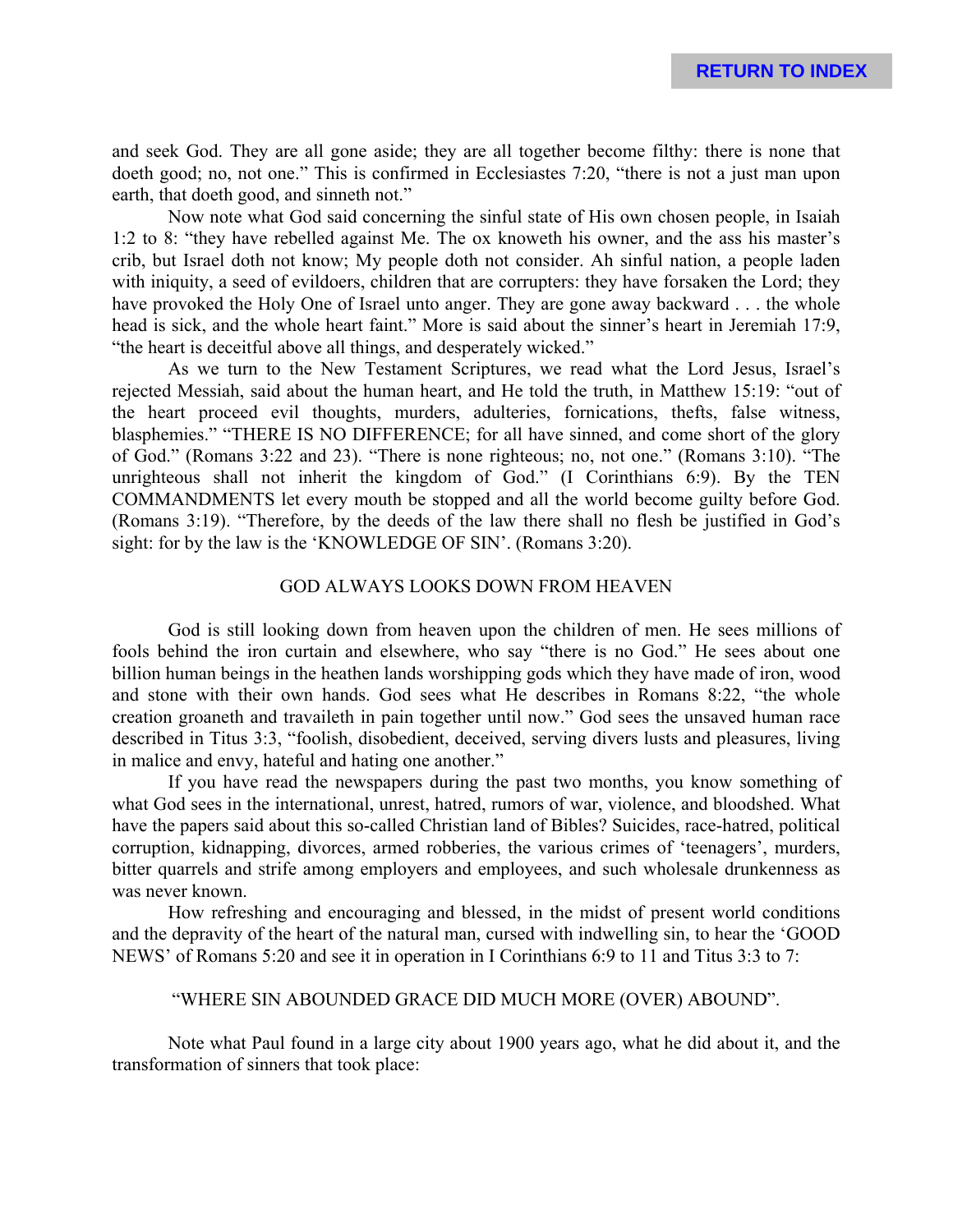and seek God. They are all gone aside; they are all together become filthy: there is none that doeth good; no, not one." This is confirmed in Ecclesiastes 7:20, "there is not a just man upon earth, that doeth good, and sinneth not."

Now note what God said concerning the sinful state of His own chosen people, in Isaiah 1:2 to 8: "they have rebelled against Me. The ox knoweth his owner, and the ass his master's crib, but Israel doth not know; My people doth not consider. Ah sinful nation, a people laden with iniquity, a seed of evildoers, children that are corrupters: they have forsaken the Lord; they have provoked the Holy One of Israel unto anger. They are gone away backward . . . the whole head is sick, and the whole heart faint." More is said about the sinner's heart in Jeremiah 17:9, "the heart is deceitful above all things, and desperately wicked."

As we turn to the New Testament Scriptures, we read what the Lord Jesus, Israel's rejected Messiah, said about the human heart, and He told the truth, in Matthew 15:19: "out of the heart proceed evil thoughts, murders, adulteries, fornications, thefts, false witness, blasphemies." "THERE IS NO DIFFERENCE; for all have sinned, and come short of the glory of God." (Romans 3:22 and 23). "There is none righteous; no, not one." (Romans 3:10). "The unrighteous shall not inherit the kingdom of God." (I Corinthians 6:9). By the TEN COMMANDMENTS let every mouth be stopped and all the world become guilty before God. (Romans 3:19). "Therefore, by the deeds of the law there shall no flesh be justified in God's sight: for by the law is the 'KNOWLEDGE OF SIN'. (Romans 3:20).

## GOD ALWAYS LOOKS DOWN FROM HEAVEN

God is still looking down from heaven upon the children of men. He sees millions of fools behind the iron curtain and elsewhere, who say "there is no God." He sees about one billion human beings in the heathen lands worshipping gods which they have made of iron, wood and stone with their own hands. God sees what He describes in Romans 8:22, "the whole creation groaneth and travaileth in pain together until now." God sees the unsaved human race described in Titus 3:3, "foolish, disobedient, deceived, serving divers lusts and pleasures, living in malice and envy, hateful and hating one another."

If you have read the newspapers during the past two months, you know something of what God sees in the international, unrest, hatred, rumors of war, violence, and bloodshed. What have the papers said about this so-called Christian land of Bibles? Suicides, race-hatred, political corruption, kidnapping, divorces, armed robberies, the various crimes of 'teenagers', murders, bitter quarrels and strife among employers and employees, and such wholesale drunkenness as was never known.

How refreshing and encouraging and blessed, in the midst of present world conditions and the depravity of the heart of the natural man, cursed with indwelling sin, to hear the 'GOOD NEWS' of Romans 5:20 and see it in operation in I Corinthians 6:9 to 11 and Titus 3:3 to 7:

"WHERE SIN ABOUNDED GRACE DID MUCH MORE (OVER) ABOUND".

Note what Paul found in a large city about 1900 years ago, what he did about it, and the transformation of sinners that took place: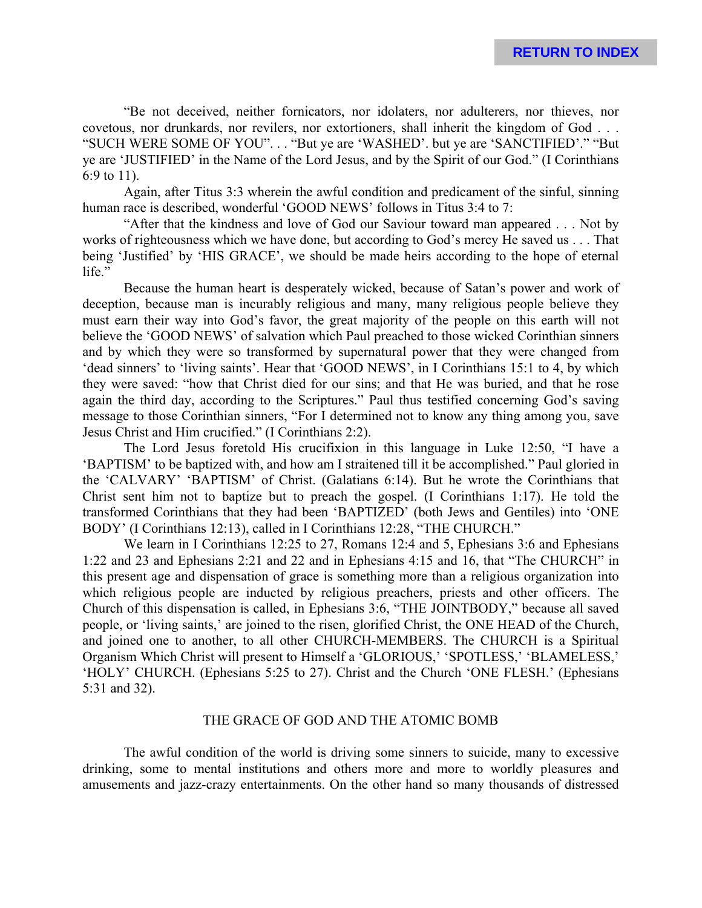"Be not deceived, neither fornicators, nor idolaters, nor adulterers, nor thieves, nor covetous, nor drunkards, nor revilers, nor extortioners, shall inherit the kingdom of God . . . "SUCH WERE SOME OF YOU". . . "But ye are 'WASHED'. but ye are 'SANCTIFIED'." "But ye are 'JUSTIFIED' in the Name of the Lord Jesus, and by the Spirit of our God." (I Corinthians 6:9 to 11).

Again, after Titus 3:3 wherein the awful condition and predicament of the sinful, sinning human race is described, wonderful 'GOOD NEWS' follows in Titus 3:4 to 7:

"After that the kindness and love of God our Saviour toward man appeared . . . Not by works of righteousness which we have done, but according to God's mercy He saved us . . . That being 'Justified' by 'HIS GRACE', we should be made heirs according to the hope of eternal life."

Because the human heart is desperately wicked, because of Satan's power and work of deception, because man is incurably religious and many, many religious people believe they must earn their way into God's favor, the great majority of the people on this earth will not believe the 'GOOD NEWS' of salvation which Paul preached to those wicked Corinthian sinners and by which they were so transformed by supernatural power that they were changed from 'dead sinners' to 'living saints'. Hear that 'GOOD NEWS', in I Corinthians 15:1 to 4, by which they were saved: "how that Christ died for our sins; and that He was buried, and that he rose again the third day, according to the Scriptures." Paul thus testified concerning God's saving message to those Corinthian sinners, "For I determined not to know any thing among you, save Jesus Christ and Him crucified." (I Corinthians 2:2).

The Lord Jesus foretold His crucifixion in this language in Luke 12:50, "I have a 'BAPTISM' to be baptized with, and how am I straitened till it be accomplished." Paul gloried in the 'CALVARY' 'BAPTISM' of Christ. (Galatians 6:14). But he wrote the Corinthians that Christ sent him not to baptize but to preach the gospel. (I Corinthians 1:17). He told the transformed Corinthians that they had been 'BAPTIZED' (both Jews and Gentiles) into 'ONE BODY' (I Corinthians 12:13), called in I Corinthians 12:28, "THE CHURCH."

We learn in I Corinthians 12:25 to 27, Romans 12:4 and 5, Ephesians 3:6 and Ephesians 1:22 and 23 and Ephesians 2:21 and 22 and in Ephesians 4:15 and 16, that "The CHURCH" in this present age and dispensation of grace is something more than a religious organization into which religious people are inducted by religious preachers, priests and other officers. The Church of this dispensation is called, in Ephesians 3:6, "THE JOINTBODY," because all saved people, or 'living saints,' are joined to the risen, glorified Christ, the ONE HEAD of the Church, and joined one to another, to all other CHURCH-MEMBERS. The CHURCH is a Spiritual Organism Which Christ will present to Himself a 'GLORIOUS,' 'SPOTLESS,' 'BLAMELESS,' 'HOLY' CHURCH. (Ephesians 5:25 to 27). Christ and the Church 'ONE FLESH.' (Ephesians 5:31 and 32).

## THE GRACE OF GOD AND THE ATOMIC BOMB

The awful condition of the world is driving some sinners to suicide, many to excessive drinking, some to mental institutions and others more and more to worldly pleasures and amusements and jazz-crazy entertainments. On the other hand so many thousands of distressed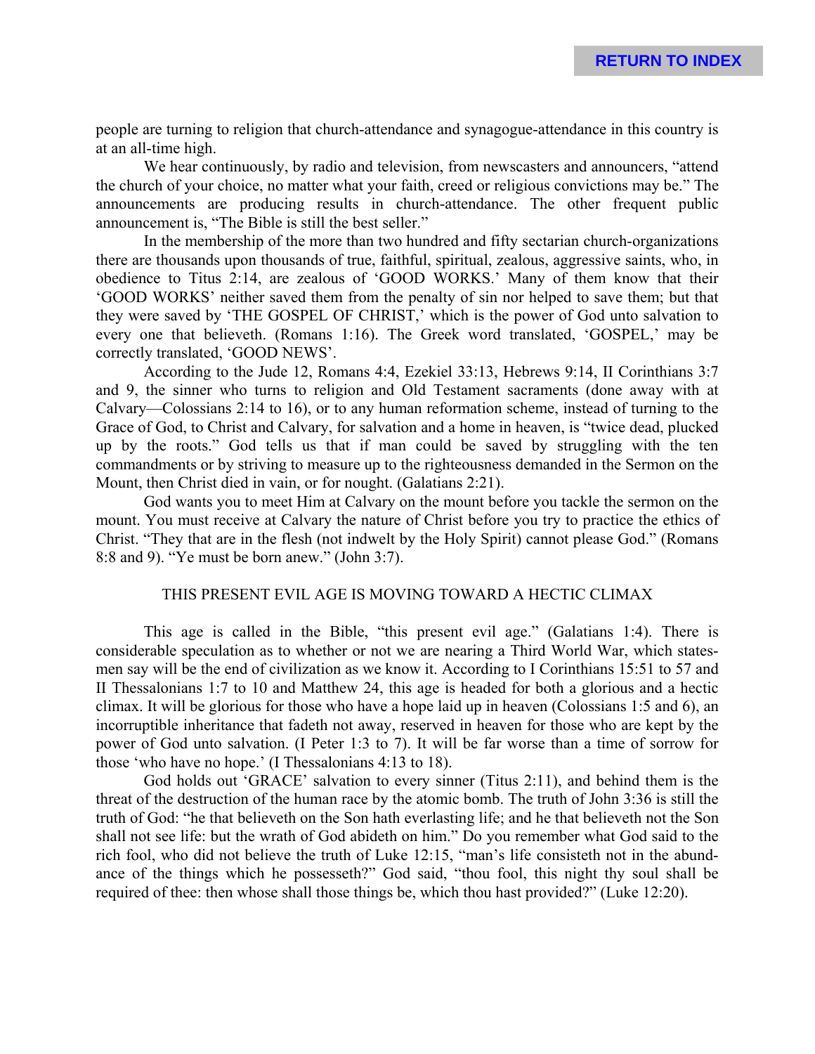people are turning to religion that church-attendance and synagogue-attendance in this country is at an all-time high.

We hear continuously, by radio and television, from newscasters and announcers, "attend the church of your choice, no matter what your faith, creed or religious convictions may be." The announcements are producing results in church-attendance. The other frequent public announcement is, "The Bible is still the best seller."

In the membership of the more than two hundred and fifty sectarian church-organizations there are thousands upon thousands of true, faithful, spiritual, zealous, aggressive saints, who, in obedience to Titus 2:14, are zealous of 'GOOD WORKS.' Many of them know that their 'GOOD WORKS' neither saved them from the penalty of sin nor helped to save them; but that they were saved by 'THE GOSPEL OF CHRIST,' which is the power of God unto salvation to every one that believeth. (Romans 1:16). The Greek word translated, 'GOSPEL,' may be correctly translated, 'GOOD NEWS'.

According to the Jude 12, Romans 4:4, Ezekiel 33:13, Hebrews 9:14, II Corinthians 3:7 and 9, the sinner who turns to religion and Old Testament sacraments (done away with at Calvary—Colossians 2:14 to 16), or to any human reformation scheme, instead of turning to the Grace of God, to Christ and Calvary, for salvation and a home in heaven, is "twice dead, plucked up by the roots." God tells us that if man could be saved by struggling with the ten commandments or by striving to measure up to the righteousness demanded in the Sermon on the Mount, then Christ died in vain, or for nought. (Galatians 2:21).

God wants you to meet Him at Calvary on the mount before you tackle the sermon on the mount. You must receive at Calvary the nature of Christ before you try to practice the ethics of Christ. "They that are in the flesh (not indwelt by the Holy Spirit) cannot please God." (Romans 8:8 and 9). "Ye must be born anew." (John 3:7).

## THIS PRESENT EVIL AGE IS MOVING TOWARD A HECTIC CLIMAX

This age is called in the Bible, "this present evil age." (Galatians 1:4). There is considerable speculation as to whether or not we are nearing a Third World War, which statesmen say will be the end of civilization as we know it. According to I Corinthians 15:51 to 57 and II Thessalonians 1:7 to 10 and Matthew 24, this age is headed for both a glorious and a hectic climax. It will be glorious for those who have a hope laid up in heaven (Colossians 1:5 and 6), an incorruptible inheritance that fadeth not away, reserved in heaven for those who are kept by the power of God unto salvation. (I Peter 1:3 to 7). It will be far worse than a time of sorrow for those 'who have no hope.' (I Thessalonians 4:13 to 18).

God holds out 'GRACE' salvation to every sinner (Titus 2:11), and behind them is the threat of the destruction of the human race by the atomic bomb. The truth of John 3:36 is still the truth of God: "he that believeth on the Son hath everlasting life; and he that believeth not the Son shall not see life: but the wrath of God abideth on him." Do you remember what God said to the rich fool, who did not believe the truth of Luke 12:15, "man's life consisteth not in the abundance of the things which he possesseth?" God said, "thou fool, this night thy soul shall be required of thee: then whose shall those things be, which thou hast provided?" (Luke 12:20).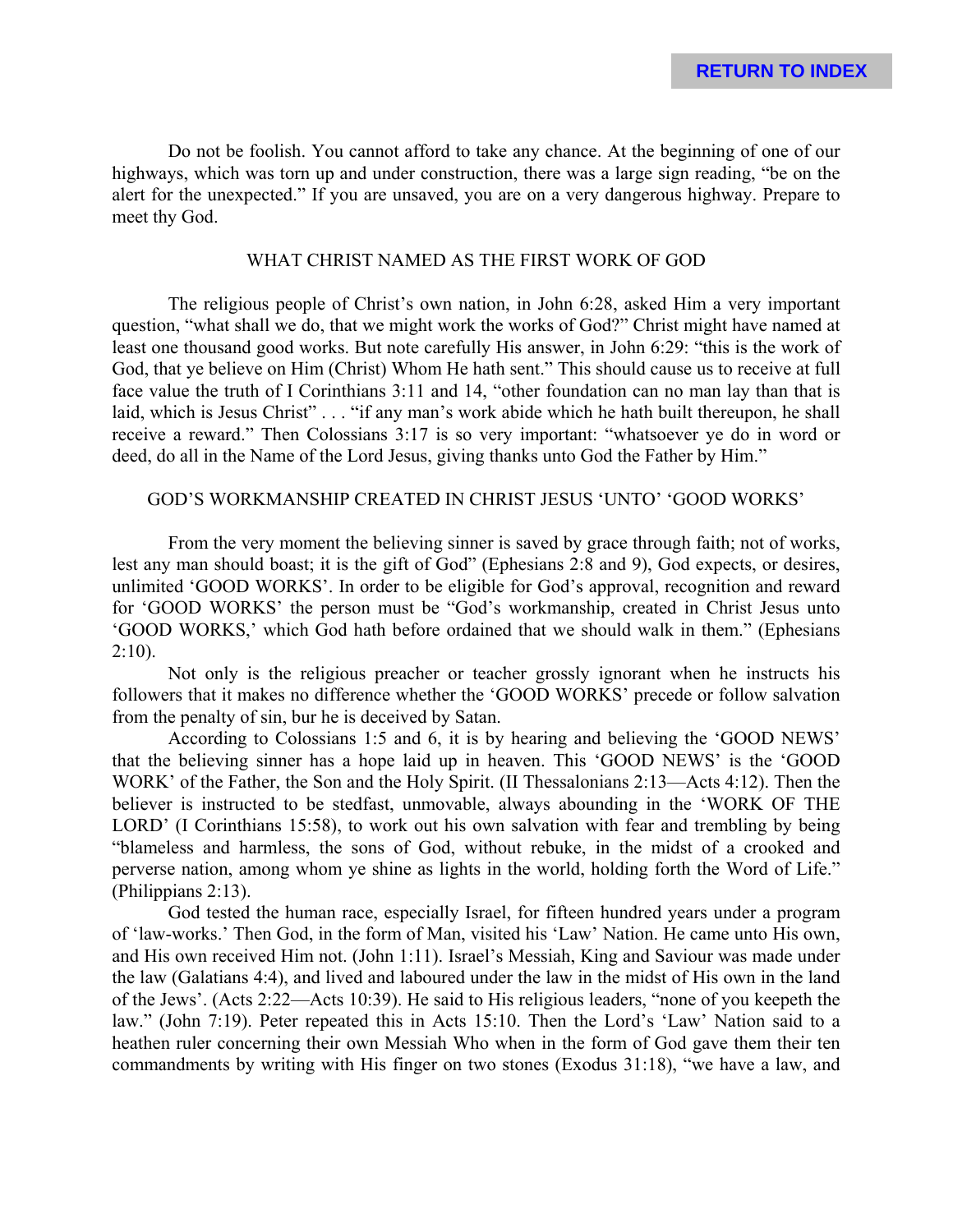Do not be foolish. You cannot afford to take any chance. At the beginning of one of our highways, which was torn up and under construction, there was a large sign reading, "be on the alert for the unexpected." If you are unsaved, you are on a very dangerous highway. Prepare to meet thy God.

## WHAT CHRIST NAMED AS THE FIRST WORK OF GOD

The religious people of Christ's own nation, in John 6:28, asked Him a very important question, "what shall we do, that we might work the works of God?" Christ might have named at least one thousand good works. But note carefully His answer, in John 6:29: "this is the work of God, that ye believe on Him (Christ) Whom He hath sent." This should cause us to receive at full face value the truth of I Corinthians 3:11 and 14, "other foundation can no man lay than that is laid, which is Jesus Christ" . . . "if any man's work abide which he hath built thereupon, he shall receive a reward." Then Colossians 3:17 is so very important: "whatsoever ye do in word or deed, do all in the Name of the Lord Jesus, giving thanks unto God the Father by Him."

## GOD'S WORKMANSHIP CREATED IN CHRIST JESUS 'UNTO' 'GOOD WORKS'

From the very moment the believing sinner is saved by grace through faith; not of works, lest any man should boast; it is the gift of God" (Ephesians 2:8 and 9), God expects, or desires, unlimited 'GOOD WORKS'. In order to be eligible for God's approval, recognition and reward for 'GOOD WORKS' the person must be "God's workmanship, created in Christ Jesus unto 'GOOD WORKS,' which God hath before ordained that we should walk in them." (Ephesians 2:10).

Not only is the religious preacher or teacher grossly ignorant when he instructs his followers that it makes no difference whether the 'GOOD WORKS' precede or follow salvation from the penalty of sin, bur he is deceived by Satan.

According to Colossians 1:5 and 6, it is by hearing and believing the 'GOOD NEWS' that the believing sinner has a hope laid up in heaven. This 'GOOD NEWS' is the 'GOOD WORK' of the Father, the Son and the Holy Spirit. (II Thessalonians 2:13—Acts 4:12). Then the believer is instructed to be stedfast, unmovable, always abounding in the 'WORK OF THE LORD' (I Corinthians 15:58), to work out his own salvation with fear and trembling by being "blameless and harmless, the sons of God, without rebuke, in the midst of a crooked and perverse nation, among whom ye shine as lights in the world, holding forth the Word of Life." (Philippians 2:13).

God tested the human race, especially Israel, for fifteen hundred years under a program of 'law-works.' Then God, in the form of Man, visited his 'Law' Nation. He came unto His own, and His own received Him not. (John 1:11). Israel's Messiah, King and Saviour was made under the law (Galatians 4:4), and lived and laboured under the law in the midst of His own in the land of the Jews'. (Acts 2:22—Acts 10:39). He said to His religious leaders, "none of you keepeth the law." (John 7:19). Peter repeated this in Acts 15:10. Then the Lord's 'Law' Nation said to a heathen ruler concerning their own Messiah Who when in the form of God gave them their ten commandments by writing with His finger on two stones (Exodus 31:18), "we have a law, and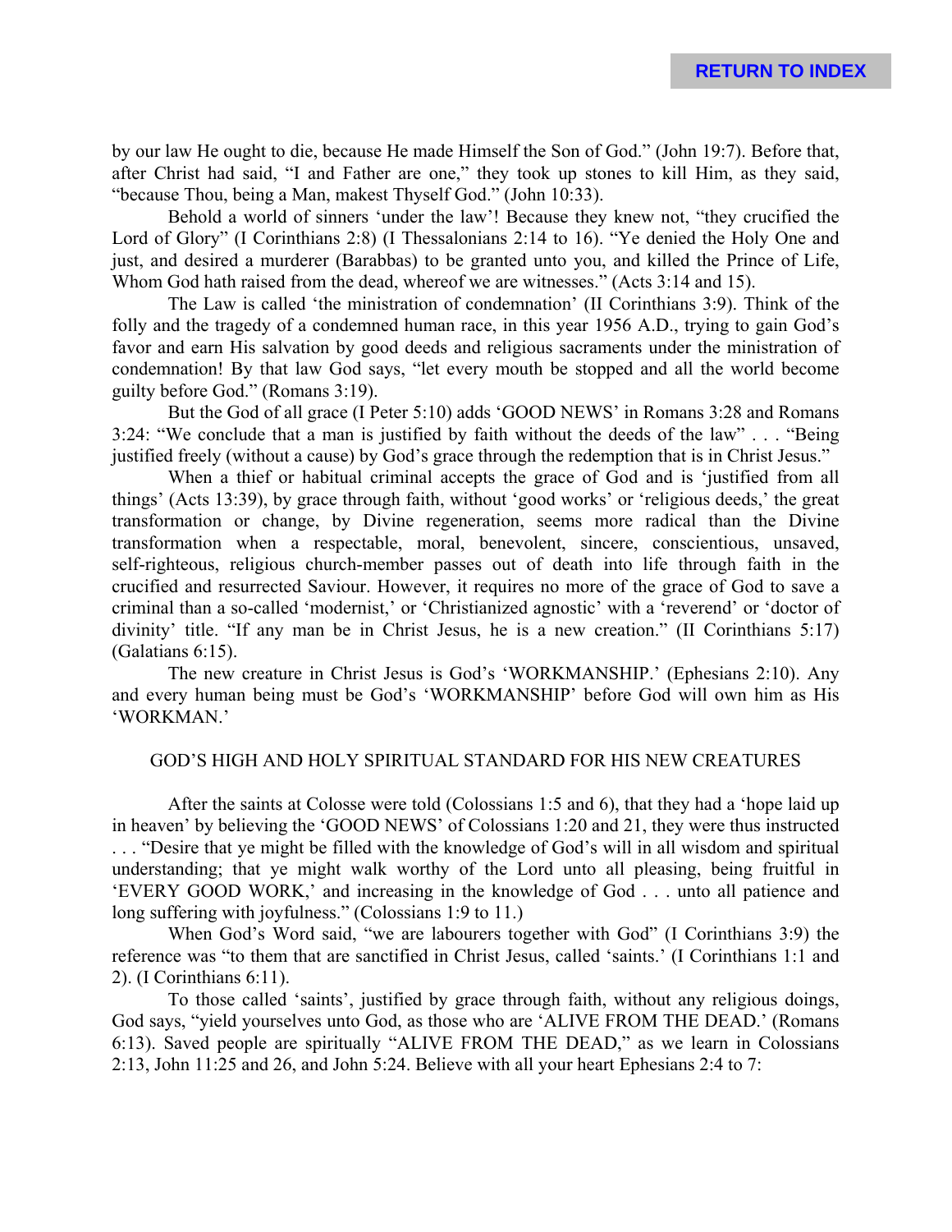by our law He ought to die, because He made Himself the Son of God." (John 19:7). Before that, after Christ had said, "I and Father are one," they took up stones to kill Him, as they said, "because Thou, being a Man, makest Thyself God." (John 10:33).

Behold a world of sinners 'under the law'! Because they knew not, "they crucified the Lord of Glory" (I Corinthians 2:8) (I Thessalonians 2:14 to 16). "Ye denied the Holy One and just, and desired a murderer (Barabbas) to be granted unto you, and killed the Prince of Life, Whom God hath raised from the dead, whereof we are witnesses." (Acts 3:14 and 15).

The Law is called 'the ministration of condemnation' (II Corinthians 3:9). Think of the folly and the tragedy of a condemned human race, in this year 1956 A.D., trying to gain God's favor and earn His salvation by good deeds and religious sacraments under the ministration of condemnation! By that law God says, "let every mouth be stopped and all the world become guilty before God." (Romans 3:19).

But the God of all grace (I Peter 5:10) adds 'GOOD NEWS' in Romans 3:28 and Romans 3:24: "We conclude that a man is justified by faith without the deeds of the law" . . . "Being justified freely (without a cause) by God's grace through the redemption that is in Christ Jesus."

When a thief or habitual criminal accepts the grace of God and is 'justified from all things' (Acts 13:39), by grace through faith, without 'good works' or 'religious deeds,' the great transformation or change, by Divine regeneration, seems more radical than the Divine transformation when a respectable, moral, benevolent, sincere, conscientious, unsaved, self-righteous, religious church-member passes out of death into life through faith in the crucified and resurrected Saviour. However, it requires no more of the grace of God to save a criminal than a so-called 'modernist,' or 'Christianized agnostic' with a 'reverend' or 'doctor of divinity' title. "If any man be in Christ Jesus, he is a new creation." (II Corinthians 5:17) (Galatians 6:15).

The new creature in Christ Jesus is God's 'WORKMANSHIP.' (Ephesians 2:10). Any and every human being must be God's 'WORKMANSHIP' before God will own him as His 'WORKMAN.'

## GOD'S HIGH AND HOLY SPIRITUAL STANDARD FOR HIS NEW CREATURES

After the saints at Colosse were told (Colossians 1:5 and 6), that they had a 'hope laid up in heaven' by believing the 'GOOD NEWS' of Colossians 1:20 and 21, they were thus instructed . . . "Desire that ye might be filled with the knowledge of God's will in all wisdom and spiritual understanding; that ye might walk worthy of the Lord unto all pleasing, being fruitful in 'EVERY GOOD WORK,' and increasing in the knowledge of God . . . unto all patience and long suffering with joyfulness." (Colossians 1:9 to 11.)

When God's Word said, "we are labourers together with God" (I Corinthians 3:9) the reference was "to them that are sanctified in Christ Jesus, called 'saints.' (I Corinthians 1:1 and 2). (I Corinthians 6:11).

To those called 'saints', justified by grace through faith, without any religious doings, God says, "yield yourselves unto God, as those who are 'ALIVE FROM THE DEAD.' (Romans 6:13). Saved people are spiritually "ALIVE FROM THE DEAD," as we learn in Colossians 2:13, John 11:25 and 26, and John 5:24. Believe with all your heart Ephesians 2:4 to 7: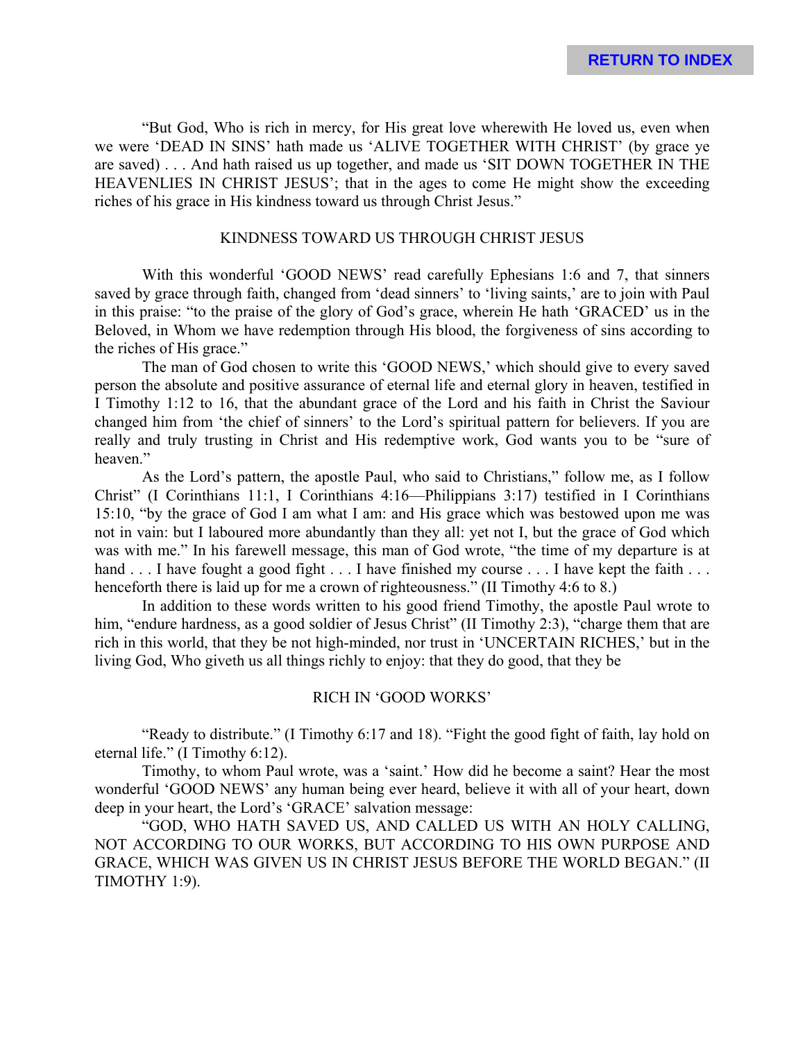"But God, Who is rich in mercy, for His great love wherewith He loved us, even when we were 'DEAD IN SINS' hath made us 'ALIVE TOGETHER WITH CHRIST' (by grace ye are saved) . . . And hath raised us up together, and made us 'SIT DOWN TOGETHER IN THE HEAVENLIES IN CHRIST JESUS'; that in the ages to come He might show the exceeding riches of his grace in His kindness toward us through Christ Jesus."

## KINDNESS TOWARD US THROUGH CHRIST JESUS

With this wonderful 'GOOD NEWS' read carefully Ephesians 1:6 and 7, that sinners saved by grace through faith, changed from 'dead sinners' to 'living saints,' are to join with Paul in this praise: "to the praise of the glory of God's grace, wherein He hath 'GRACED' us in the Beloved, in Whom we have redemption through His blood, the forgiveness of sins according to the riches of His grace."

The man of God chosen to write this 'GOOD NEWS,' which should give to every saved person the absolute and positive assurance of eternal life and eternal glory in heaven, testified in I Timothy 1:12 to 16, that the abundant grace of the Lord and his faith in Christ the Saviour changed him from 'the chief of sinners' to the Lord's spiritual pattern for believers. If you are really and truly trusting in Christ and His redemptive work, God wants you to be "sure of heaven."

As the Lord's pattern, the apostle Paul, who said to Christians," follow me, as I follow Christ" (I Corinthians 11:1, I Corinthians 4:16—Philippians 3:17) testified in I Corinthians 15:10, "by the grace of God I am what I am: and His grace which was bestowed upon me was not in vain: but I laboured more abundantly than they all: yet not I, but the grace of God which was with me." In his farewell message, this man of God wrote, "the time of my departure is at hand . . . I have fought a good fight . . . I have finished my course . . . I have kept the faith . . . henceforth there is laid up for me a crown of righteousness." (II Timothy 4:6 to 8.)

In addition to these words written to his good friend Timothy, the apostle Paul wrote to him, "endure hardness, as a good soldier of Jesus Christ" (II Timothy 2:3), "charge them that are rich in this world, that they be not high-minded, nor trust in 'UNCERTAIN RICHES,' but in the living God, Who giveth us all things richly to enjoy: that they do good, that they be

## RICH IN 'GOOD WORKS'

"Ready to distribute." (I Timothy 6:17 and 18). "Fight the good fight of faith, lay hold on eternal life." (I Timothy 6:12).

Timothy, to whom Paul wrote, was a 'saint.' How did he become a saint? Hear the most wonderful 'GOOD NEWS' any human being ever heard, believe it with all of your heart, down deep in your heart, the Lord's 'GRACE' salvation message:

"GOD, WHO HATH SAVED US, AND CALLED US WITH AN HOLY CALLING, NOT ACCORDING TO OUR WORKS, BUT ACCORDING TO HIS OWN PURPOSE AND GRACE, WHICH WAS GIVEN US IN CHRIST JESUS BEFORE THE WORLD BEGAN." (II TIMOTHY 1:9).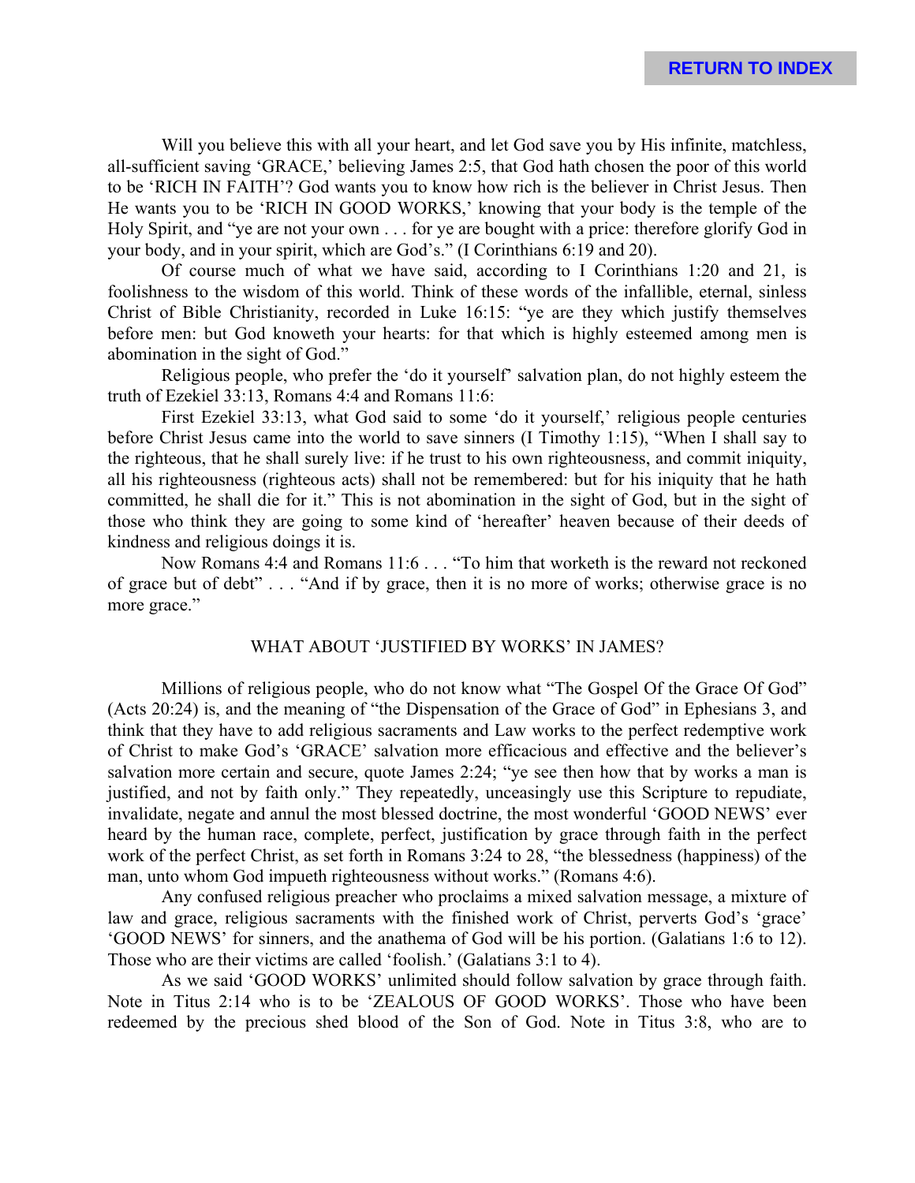Will you believe this with all your heart, and let God save you by His infinite, matchless, all-sufficient saving 'GRACE,' believing James 2:5, that God hath chosen the poor of this world to be 'RICH IN FAITH'? God wants you to know how rich is the believer in Christ Jesus. Then He wants you to be 'RICH IN GOOD WORKS,' knowing that your body is the temple of the Holy Spirit, and "ye are not your own . . . for ye are bought with a price: therefore glorify God in your body, and in your spirit, which are God's." (I Corinthians 6:19 and 20).

Of course much of what we have said, according to I Corinthians 1:20 and 21, is foolishness to the wisdom of this world. Think of these words of the infallible, eternal, sinless Christ of Bible Christianity, recorded in Luke 16:15: "ye are they which justify themselves before men: but God knoweth your hearts: for that which is highly esteemed among men is abomination in the sight of God."

Religious people, who prefer the 'do it yourself' salvation plan, do not highly esteem the truth of Ezekiel 33:13, Romans 4:4 and Romans 11:6:

First Ezekiel 33:13, what God said to some 'do it yourself,' religious people centuries before Christ Jesus came into the world to save sinners (I Timothy 1:15), "When I shall say to the righteous, that he shall surely live: if he trust to his own righteousness, and commit iniquity, all his righteousness (righteous acts) shall not be remembered: but for his iniquity that he hath committed, he shall die for it." This is not abomination in the sight of God, but in the sight of those who think they are going to some kind of 'hereafter' heaven because of their deeds of kindness and religious doings it is.

Now Romans 4:4 and Romans 11:6 . . . "To him that worketh is the reward not reckoned of grace but of debt" . . . "And if by grace, then it is no more of works; otherwise grace is no more grace."

## WHAT ABOUT 'JUSTIFIED BY WORKS' IN JAMES?

Millions of religious people, who do not know what "The Gospel Of the Grace Of God" (Acts 20:24) is, and the meaning of "the Dispensation of the Grace of God" in Ephesians 3, and think that they have to add religious sacraments and Law works to the perfect redemptive work of Christ to make God's 'GRACE' salvation more efficacious and effective and the believer's salvation more certain and secure, quote James 2:24; "ye see then how that by works a man is justified, and not by faith only." They repeatedly, unceasingly use this Scripture to repudiate, invalidate, negate and annul the most blessed doctrine, the most wonderful 'GOOD NEWS' ever heard by the human race, complete, perfect, justification by grace through faith in the perfect work of the perfect Christ, as set forth in Romans 3:24 to 28, "the blessedness (happiness) of the man, unto whom God impueth righteousness without works." (Romans 4:6).

Any confused religious preacher who proclaims a mixed salvation message, a mixture of law and grace, religious sacraments with the finished work of Christ, perverts God's 'grace' 'GOOD NEWS' for sinners, and the anathema of God will be his portion. (Galatians 1:6 to 12). Those who are their victims are called 'foolish.' (Galatians 3:1 to 4).

As we said 'GOOD WORKS' unlimited should follow salvation by grace through faith. Note in Titus 2:14 who is to be 'ZEALOUS OF GOOD WORKS'. Those who have been redeemed by the precious shed blood of the Son of God. Note in Titus 3:8, who are to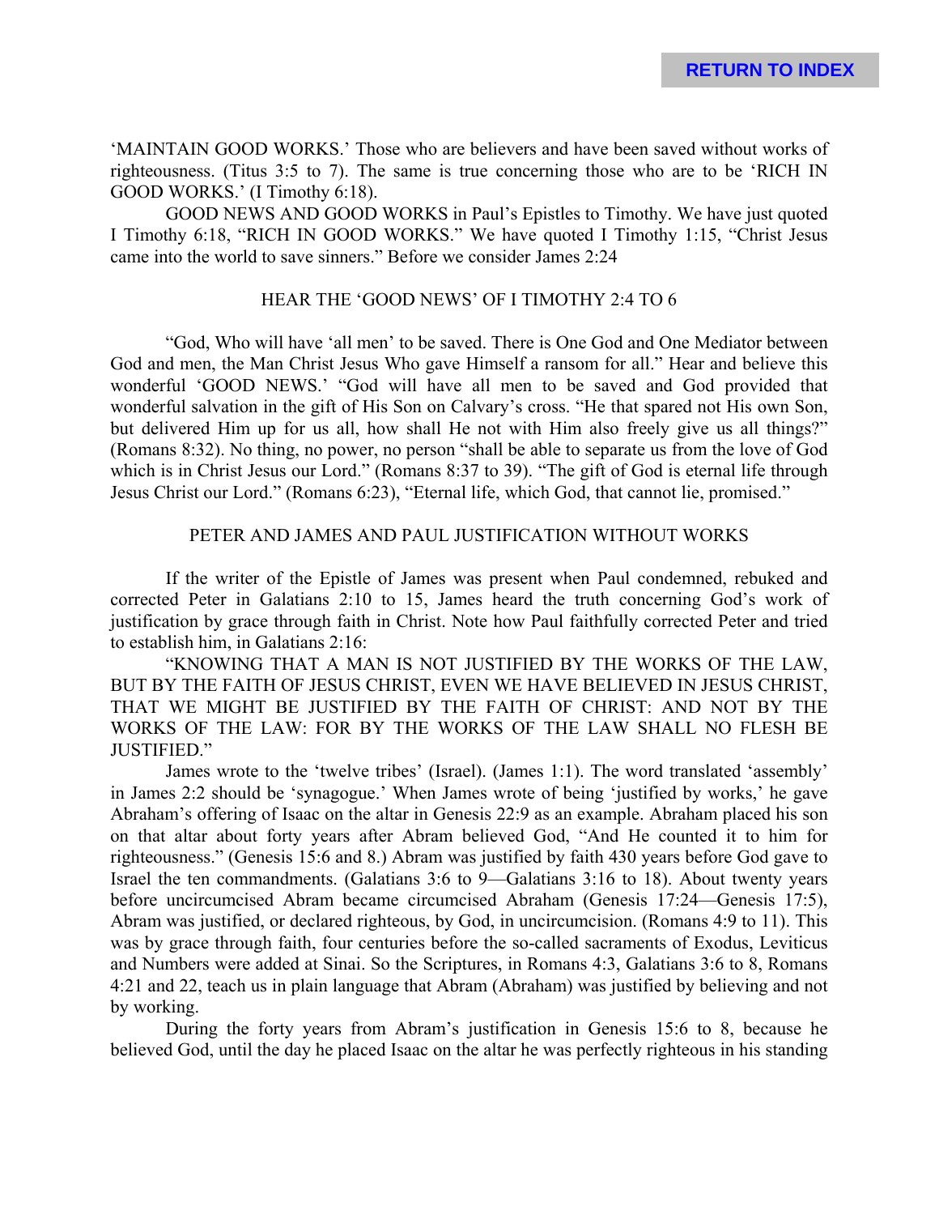'MAINTAIN GOOD WORKS.' Those who are believers and have been saved without works of righteousness. (Titus 3:5 to 7). The same is true concerning those who are to be 'RICH IN GOOD WORKS.' (I Timothy 6:18).

GOOD NEWS AND GOOD WORKS in Paul's Epistles to Timothy. We have just quoted I Timothy 6:18, "RICH IN GOOD WORKS." We have quoted I Timothy 1:15, "Christ Jesus came into the world to save sinners." Before we consider James 2:24

## HEAR THE 'GOOD NEWS' OF I TIMOTHY 2:4 TO 6

"God, Who will have 'all men' to be saved. There is One God and One Mediator between God and men, the Man Christ Jesus Who gave Himself a ransom for all." Hear and believe this wonderful 'GOOD NEWS.' "God will have all men to be saved and God provided that wonderful salvation in the gift of His Son on Calvary's cross. "He that spared not His own Son, but delivered Him up for us all, how shall He not with Him also freely give us all things?" (Romans 8:32). No thing, no power, no person "shall be able to separate us from the love of God which is in Christ Jesus our Lord." (Romans 8:37 to 39). "The gift of God is eternal life through Jesus Christ our Lord." (Romans 6:23), "Eternal life, which God, that cannot lie, promised."

## PETER AND JAMES AND PAUL JUSTIFICATION WITHOUT WORKS

If the writer of the Epistle of James was present when Paul condemned, rebuked and corrected Peter in Galatians 2:10 to 15, James heard the truth concerning God's work of justification by grace through faith in Christ. Note how Paul faithfully corrected Peter and tried to establish him, in Galatians 2:16:

"KNOWING THAT A MAN IS NOT JUSTIFIED BY THE WORKS OF THE LAW, BUT BY THE FAITH OF JESUS CHRIST, EVEN WE HAVE BELIEVED IN JESUS CHRIST, THAT WE MIGHT BE JUSTIFIED BY THE FAITH OF CHRIST: AND NOT BY THE WORKS OF THE LAW: FOR BY THE WORKS OF THE LAW SHALL NO FLESH BE JUSTIFIED."

James wrote to the 'twelve tribes' (Israel). (James 1:1). The word translated 'assembly' in James 2:2 should be 'synagogue.' When James wrote of being 'justified by works,' he gave Abraham's offering of Isaac on the altar in Genesis 22:9 as an example. Abraham placed his son on that altar about forty years after Abram believed God, "And He counted it to him for righteousness." (Genesis 15:6 and 8.) Abram was justified by faith 430 years before God gave to Israel the ten commandments. (Galatians 3:6 to 9—Galatians 3:16 to 18). About twenty years before uncircumcised Abram became circumcised Abraham (Genesis 17:24—Genesis 17:5), Abram was justified, or declared righteous, by God, in uncircumcision. (Romans 4:9 to 11). This was by grace through faith, four centuries before the so-called sacraments of Exodus, Leviticus and Numbers were added at Sinai. So the Scriptures, in Romans 4:3, Galatians 3:6 to 8, Romans 4:21 and 22, teach us in plain language that Abram (Abraham) was justified by believing and not by working.

During the forty years from Abram's justification in Genesis 15:6 to 8, because he believed God, until the day he placed Isaac on the altar he was perfectly righteous in his standing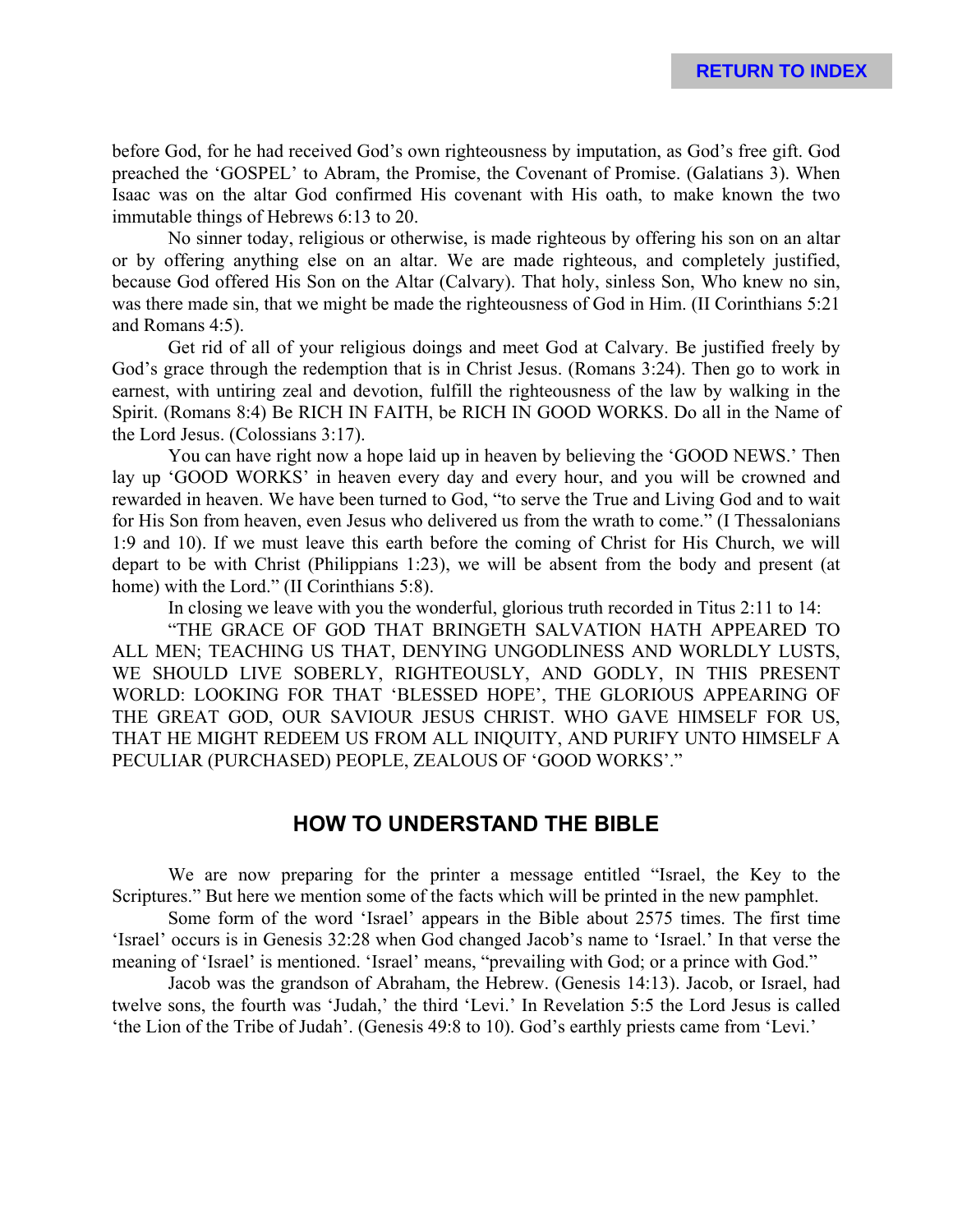before God, for he had received God's own righteousness by imputation, as God's free gift. God preached the 'GOSPEL' to Abram, the Promise, the Covenant of Promise. (Galatians 3). When Isaac was on the altar God confirmed His covenant with His oath, to make known the two immutable things of Hebrews 6:13 to 20.

No sinner today, religious or otherwise, is made righteous by offering his son on an altar or by offering anything else on an altar. We are made righteous, and completely justified, because God offered His Son on the Altar (Calvary). That holy, sinless Son, Who knew no sin, was there made sin, that we might be made the righteousness of God in Him. (II Corinthians 5:21 and Romans 4:5).

Get rid of all of your religious doings and meet God at Calvary. Be justified freely by God's grace through the redemption that is in Christ Jesus. (Romans 3:24). Then go to work in earnest, with untiring zeal and devotion, fulfill the righteousness of the law by walking in the Spirit. (Romans 8:4) Be RICH IN FAITH, be RICH IN GOOD WORKS. Do all in the Name of the Lord Jesus. (Colossians 3:17).

You can have right now a hope laid up in heaven by believing the 'GOOD NEWS.' Then lay up 'GOOD WORKS' in heaven every day and every hour, and you will be crowned and rewarded in heaven. We have been turned to God, "to serve the True and Living God and to wait for His Son from heaven, even Jesus who delivered us from the wrath to come." (I Thessalonians 1:9 and 10). If we must leave this earth before the coming of Christ for His Church, we will depart to be with Christ (Philippians 1:23), we will be absent from the body and present (at home) with the Lord." (II Corinthians 5:8).

In closing we leave with you the wonderful, glorious truth recorded in Titus 2:11 to 14:

"THE GRACE OF GOD THAT BRINGETH SALVATION HATH APPEARED TO ALL MEN; TEACHING US THAT, DENYING UNGODLINESS AND WORLDLY LUSTS, WE SHOULD LIVE SOBERLY, RIGHTEOUSLY, AND GODLY, IN THIS PRESENT WORLD: LOOKING FOR THAT 'BLESSED HOPE', THE GLORIOUS APPEARING OF THE GREAT GOD, OUR SAVIOUR JESUS CHRIST. WHO GAVE HIMSELF FOR US, THAT HE MIGHT REDEEM US FROM ALL INIQUITY, AND PURIFY UNTO HIMSELF A PECULIAR (PURCHASED) PEOPLE, ZEALOUS OF 'GOOD WORKS'."

## HOW TO UNDERSTAND THE BIBLE

We are now preparing for the printer a message entitled "Israel, the Key to the Scriptures." But here we mention some of the facts which will be printed in the new pamphlet.

Some form of the word 'Israel' appears in the Bible about 2575 times. The first time 'Israel' occurs is in Genesis 32:28 when God changed Jacob's name to 'Israel.' In that verse the meaning of 'Israel' is mentioned. 'Israel' means, "prevailing with God; or a prince with God."

Jacob was the grandson of Abraham, the Hebrew. (Genesis 14:13). Jacob, or Israel, had twelve sons, the fourth was 'Judah,' the third 'Levi.' In Revelation 5:5 the Lord Jesus is called 'the Lion of the Tribe of Judah'. (Genesis 49:8 to 10). God's earthly priests came from 'Levi.'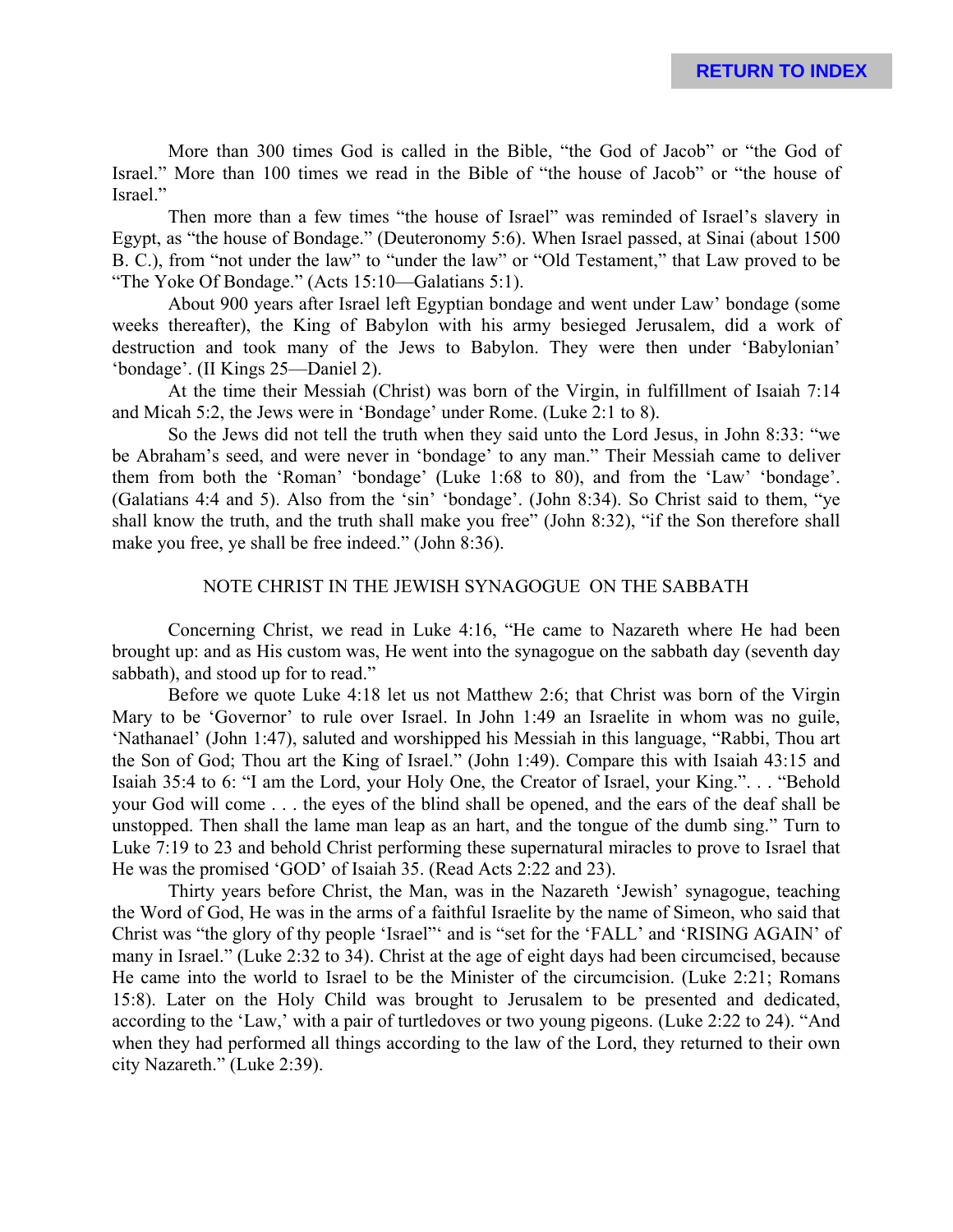More than 300 times God is called in the Bible, "the God of Jacob" or "the God of Israel." More than 100 times we read in the Bible of "the house of Jacob" or "the house of Israel."

Then more than a few times "the house of Israel" was reminded of Israel's slavery in Egypt, as "the house of Bondage." (Deuteronomy 5:6). When Israel passed, at Sinai (about 1500 B. C.), from "not under the law" to "under the law" or "Old Testament," that Law proved to be "The Yoke Of Bondage." (Acts 15:10—Galatians 5:1).

About 900 years after Israel left Egyptian bondage and went under Law' bondage (some weeks thereafter), the King of Babylon with his army besieged Jerusalem, did a work of destruction and took many of the Jews to Babylon. They were then under 'Babylonian' 'bondage'. (II Kings 25—Daniel 2).

At the time their Messiah (Christ) was born of the Virgin, in fulfillment of Isaiah 7:14 and Micah 5:2, the Jews were in 'Bondage' under Rome. (Luke 2:1 to 8).

So the Jews did not tell the truth when they said unto the Lord Jesus, in John 8:33: "we be Abraham's seed, and were never in 'bondage' to any man." Their Messiah came to deliver them from both the 'Roman' 'bondage' (Luke 1:68 to 80), and from the 'Law' 'bondage'. (Galatians 4:4 and 5). Also from the 'sin' 'bondage'. (John 8:34). So Christ said to them, "ye shall know the truth, and the truth shall make you free" (John 8:32), "if the Son therefore shall make you free, ye shall be free indeed." (John 8:36).

## NOTE CHRIST IN THE JEWISH SYNAGOGUE ON THE SABBATH

Concerning Christ, we read in Luke 4:16, "He came to Nazareth where He had been brought up: and as His custom was, He went into the synagogue on the sabbath day (seventh day sabbath), and stood up for to read."

Before we quote Luke 4:18 let us not Matthew 2:6; that Christ was born of the Virgin Mary to be 'Governor' to rule over Israel. In John 1:49 an Israelite in whom was no guile, 'Nathanael' (John 1:47), saluted and worshipped his Messiah in this language, "Rabbi, Thou art the Son of God; Thou art the King of Israel." (John 1:49). Compare this with Isaiah 43:15 and Isaiah 35:4 to 6: "I am the Lord, your Holy One, the Creator of Israel, your King.". . . "Behold your God will come . . . the eyes of the blind shall be opened, and the ears of the deaf shall be unstopped. Then shall the lame man leap as an hart, and the tongue of the dumb sing." Turn to Luke 7:19 to 23 and behold Christ performing these supernatural miracles to prove to Israel that He was the promised 'GOD' of Isaiah 35. (Read Acts 2:22 and 23).

Thirty years before Christ, the Man, was in the Nazareth 'Jewish' synagogue, teaching the Word of God, He was in the arms of a faithful Israelite by the name of Simeon, who said that Christ was "the glory of thy people 'Israel"' and is "set for the 'FALL' and 'RISING AGAIN' of many in Israel." (Luke 2:32 to 34). Christ at the age of eight days had been circumcised, because He came into the world to Israel to be the Minister of the circumcision. (Luke 2:21; Romans 15:8). Later on the Holy Child was brought to Jerusalem to be presented and dedicated, according to the 'Law,' with a pair of turtledoves or two young pigeons. (Luke 2:22 to 24). "And when they had performed all things according to the law of the Lord, they returned to their own city Nazareth." (Luke 2:39).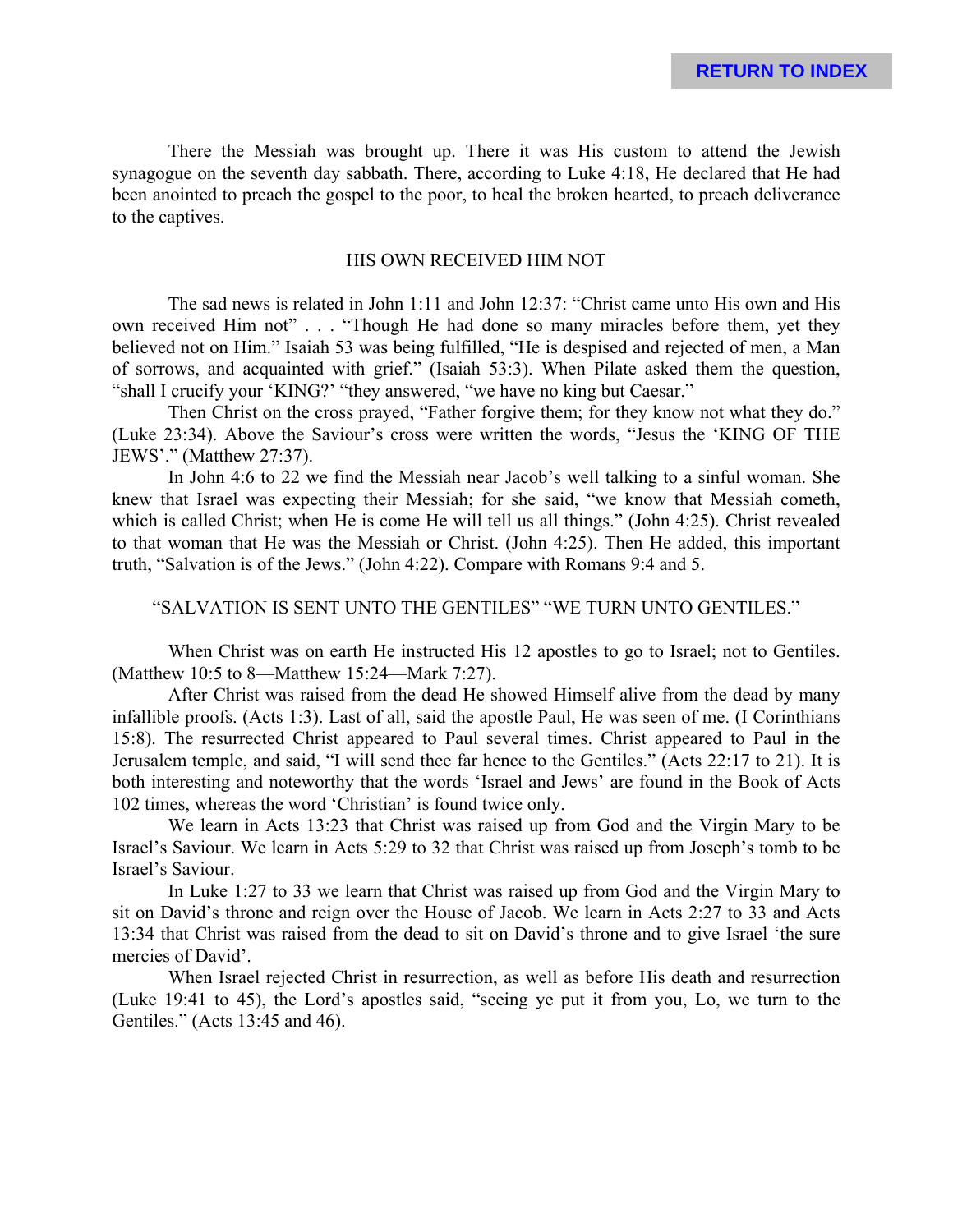There the Messiah was brought up. There it was His custom to attend the Jewish synagogue on the seventh day sabbath. There, according to Luke 4:18, He declared that He had been anointed to preach the gospel to the poor, to heal the broken hearted, to preach deliverance to the captives.

## HIS OWN RECEIVED HIM NOT

The sad news is related in John 1:11 and John 12:37: "Christ came unto His own and His own received Him not" . . . "Though He had done so many miracles before them, yet they believed not on Him." Isaiah 53 was being fulfilled, "He is despised and rejected of men, a Man of sorrows, and acquainted with grief." (Isaiah 53:3). When Pilate asked them the question, "shall I crucify your 'KING?' "they answered, "we have no king but Caesar."

Then Christ on the cross prayed, "Father forgive them; for they know not what they do." (Luke 23:34). Above the Saviour's cross were written the words, "Jesus the 'KING OF THE JEWS'." (Matthew 27:37).

In John 4:6 to 22 we find the Messiah near Jacob's well talking to a sinful woman. She knew that Israel was expecting their Messiah; for she said, "we know that Messiah cometh, which is called Christ; when He is come He will tell us all things." (John 4:25). Christ revealed to that woman that He was the Messiah or Christ. (John 4:25). Then He added, this important truth, "Salvation is of the Jews." (John 4:22). Compare with Romans 9:4 and 5.

## "SALVATION IS SENT UNTO THE GENTILES" "WE TURN UNTO GENTILES."

When Christ was on earth He instructed His 12 apostles to go to Israel; not to Gentiles. (Matthew 10:5 to 8—Matthew 15:24—Mark 7:27).

After Christ was raised from the dead He showed Himself alive from the dead by many infallible proofs. (Acts 1:3). Last of all, said the apostle Paul, He was seen of me. (I Corinthians 15:8). The resurrected Christ appeared to Paul several times. Christ appeared to Paul in the Jerusalem temple, and said, "I will send thee far hence to the Gentiles." (Acts 22:17 to 21). It is both interesting and noteworthy that the words 'Israel and Jews' are found in the Book of Acts 102 times, whereas the word 'Christian' is found twice only.

We learn in Acts 13:23 that Christ was raised up from God and the Virgin Mary to be Israel's Saviour. We learn in Acts 5:29 to 32 that Christ was raised up from Joseph's tomb to be Israel's Saviour.

In Luke 1:27 to 33 we learn that Christ was raised up from God and the Virgin Mary to sit on David's throne and reign over the House of Jacob. We learn in Acts 2:27 to 33 and Acts 13:34 that Christ was raised from the dead to sit on David's throne and to give Israel 'the sure mercies of David'.

When Israel rejected Christ in resurrection, as well as before His death and resurrection (Luke 19:41 to 45), the Lord's apostles said, "seeing ye put it from you, Lo, we turn to the Gentiles." (Acts 13:45 and 46).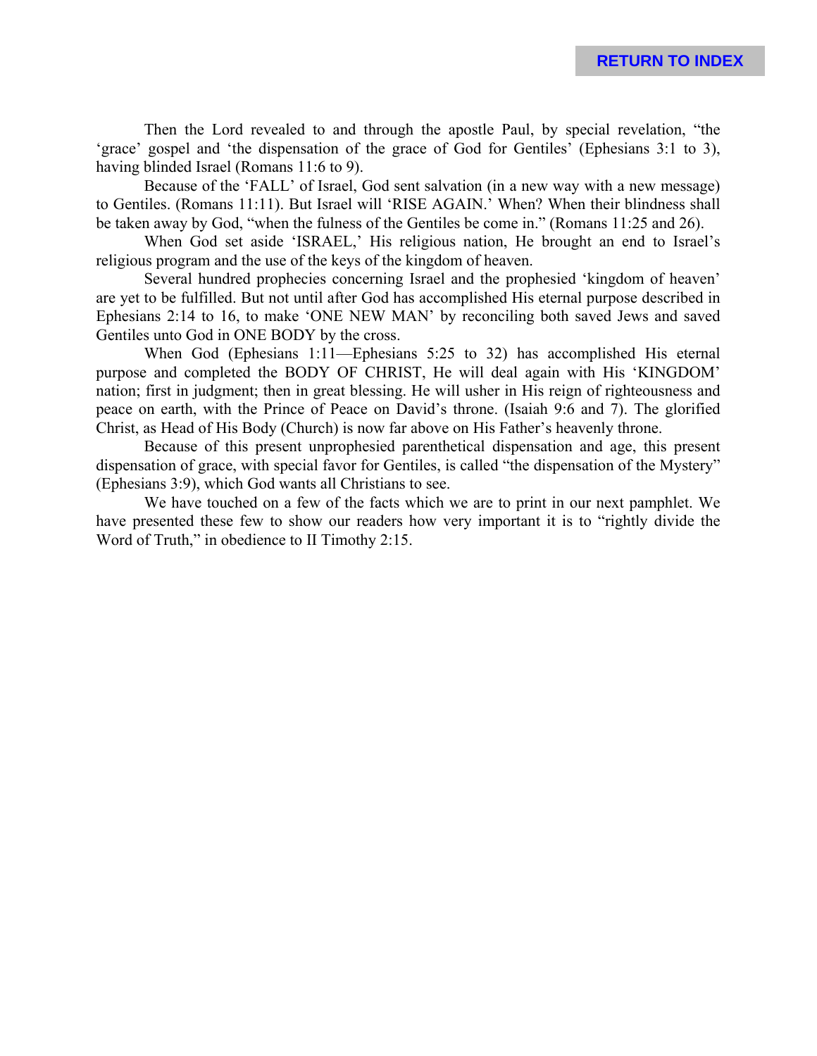Then the Lord revealed to and through the apostle Paul, by special revelation, "the 'grace' gospel and 'the dispensation of the grace of God for Gentiles' (Ephesians 3:1 to 3), having blinded Israel (Romans 11:6 to 9).

Because of the 'FALL' of Israel, God sent salvation (in a new way with a new message) to Gentiles. (Romans 11:11). But Israel will 'RISE AGAIN.' When? When their blindness shall be taken away by God, "when the fulness of the Gentiles be come in." (Romans 11:25 and 26).

When God set aside 'ISRAEL,' His religious nation, He brought an end to Israel's religious program and the use of the keys of the kingdom of heaven.

Several hundred prophecies concerning Israel and the prophesied 'kingdom of heaven' are yet to be fulfilled. But not until after God has accomplished His eternal purpose described in Ephesians 2:14 to 16, to make 'ONE NEW MAN' by reconciling both saved Jews and saved Gentiles unto God in ONE BODY by the cross.

When God (Ephesians 1:11—Ephesians 5:25 to 32) has accomplished His eternal purpose and completed the BODY OF CHRIST, He will deal again with His 'KINGDOM' nation; first in judgment; then in great blessing. He will usher in His reign of righteousness and peace on earth, with the Prince of Peace on David's throne. (Isaiah 9:6 and 7). The glorified Christ, as Head of His Body (Church) is now far above on His Father's heavenly throne.

Because of this present unprophesied parenthetical dispensation and age, this present dispensation of grace, with special favor for Gentiles, is called "the dispensation of the Mystery" (Ephesians 3:9), which God wants all Christians to see.

We have touched on a few of the facts which we are to print in our next pamphlet. We have presented these few to show our readers how very important it is to "rightly divide the Word of Truth," in obedience to II Timothy 2:15.